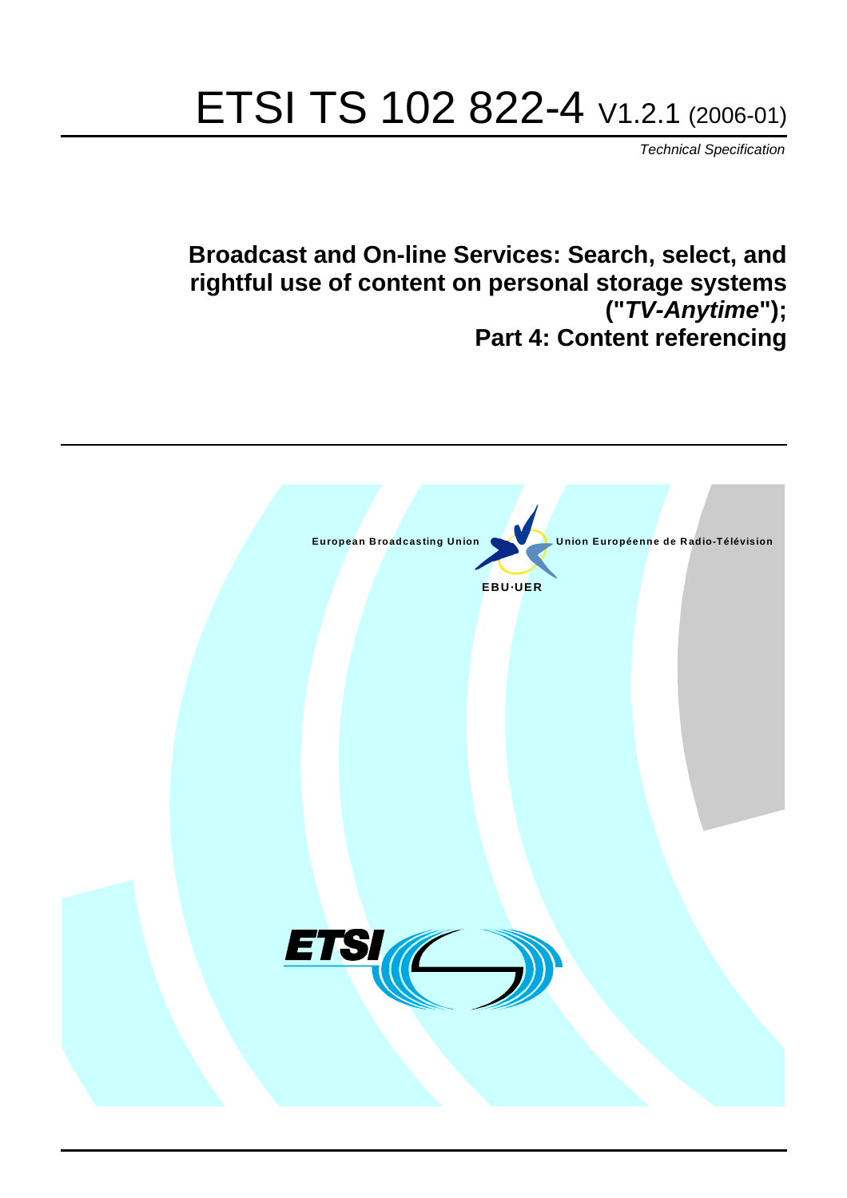# ETSI TS 102 822-4 V1.2.1 (2006-01)

*Technical Specification*

## Broadcast and On-line Services: Search, select, and rightful use of content on personal storage systems ("*TV-Anytime*"); Part 4: Content referencing

European Broadcasting Union

Union Européenne de Radio-Télévision

EBU·UER

ETSI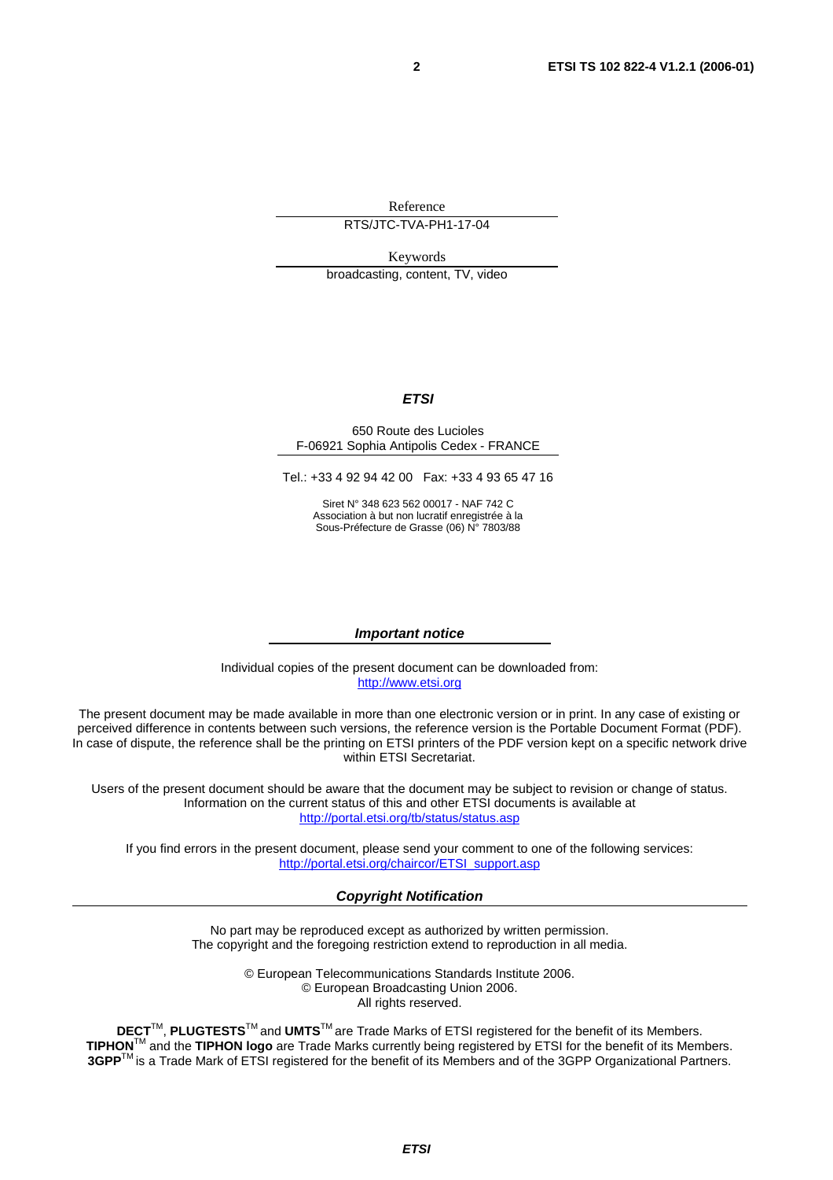Reference

RTS/JTC-TVA-PH1-17-04

Keywords

broadcasting, content, TV, video

***ETSI***

650 Route des Lucioles
F-06921 Sophia Antipolis Cedex - FRANCE

Tel.: +33 4 92 94 42 00 Fax: +33 4 93 65 47 16

Siret N° 348 623 562 00017 - NAF 742 C
Association à but non lucratif enregistrée à la
Sous-Préfecture de Grasse (06) N° 7803/88

***Important notice***

Individual copies of the present document can be downloaded from:
http://www.etsi.org

The present document may be made available in more than one electronic version or in print. In any case of existing or perceived difference in contents between such versions, the reference version is the Portable Document Format (PDF). In case of dispute, the reference shall be the printing on ETSI printers of the PDF version kept on a specific network drive within ETSI Secretariat.

Users of the present document should be aware that the document may be subject to revision or change of status. Information on the current status of this and other ETSI documents is available at
http://portal.etsi.org/tb/status/status.asp

If you find errors in the present document, please send your comment to one of the following services:
http://portal.etsi.org/chaircor/ETSI_support.asp

***Copyright Notification***

No part may be reproduced except as authorized by written permission.
The copyright and the foregoing restriction extend to reproduction in all media.

© European Telecommunications Standards Institute 2006.
© European Broadcasting Union 2006.
All rights reserved.

**DECT**TM, **PLUGTESTS**TM and **UMTS**TM are Trade Marks of ETSI registered for the benefit of its Members.
**TIPHON**TM and the **TIPHON logo** are Trade Marks currently being registered by ETSI for the benefit of its Members.
**3GPP**TM is a Trade Mark of ETSI registered for the benefit of its Members and of the 3GPP Organizational Partners.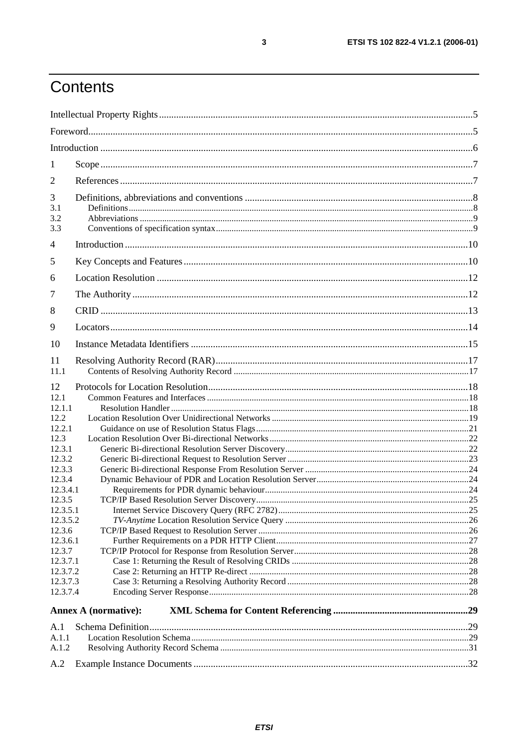# Contents

Intellectual Property Rights ....5
Foreword....5
Introduction ....6
1 Scope....7
2 References....7
3 Definitions, abbreviations and conventions ....8
3.1 Definitions....8
3.2 Abbreviations ....9
3.3 Conventions of specification syntax....9
4 Introduction....10
5 Key Concepts and Features....10
6 Location Resolution ....12
7 The Authority....12
8 CRID ....13
9 Locators....14
10 Instance Metadata Identifiers ....15
11 Resolving Authority Record (RAR)....17
11.1 Contents of Resolving Authority Record ....17
12 Protocols for Location Resolution....18
12.1 Common Features and Interfaces ....18
12.1.1 Resolution Handler ....18
12.2 Location Resolution Over Unidirectional Networks ....19
12.2.1 Guidance on use of Resolution Status Flags....21
12.3 Location Resolution Over Bi-directional Networks....22
12.3.1 Generic Bi-directional Resolution Server Discovery....22
12.3.2 Generic Bi-directional Request to Resolution Server ....23
12.3.3 Generic Bi-directional Response From Resolution Server ....24
12.3.4 Dynamic Behaviour of PDR and Location Resolution Server....24
12.3.4.1 Requirements for PDR dynamic behaviour....24
12.3.5 TCP/IP Based Resolution Server Discovery....25
12.3.5.1 Internet Service Discovery Query (RFC 2782)....25
12.3.5.2 *TV-Anytime* Location Resolution Service Query ....26
12.3.6 TCP/IP Based Request to Resolution Server ....26
12.3.6.1 Further Requirements on a PDR HTTP Client....27
12.3.7 TCP/IP Protocol for Response from Resolution Server....28
12.3.7.1 Case 1: Returning the Result of Resolving CRIDs ....28
12.3.7.2 Case 2: Returning an HTTP Re-direct ....28
12.3.7.3 Case 3: Returning a Resolving Authority Record....28
12.3.7.4 Encoding Server Response....28

**Annex A (normative): XML Schema for Content Referencing ....29**

A.1 Schema Definition....29
A.1.1 Location Resolution Schema....29
A.1.2 Resolving Authority Record Schema ....31
A.2 Example Instance Documents ....32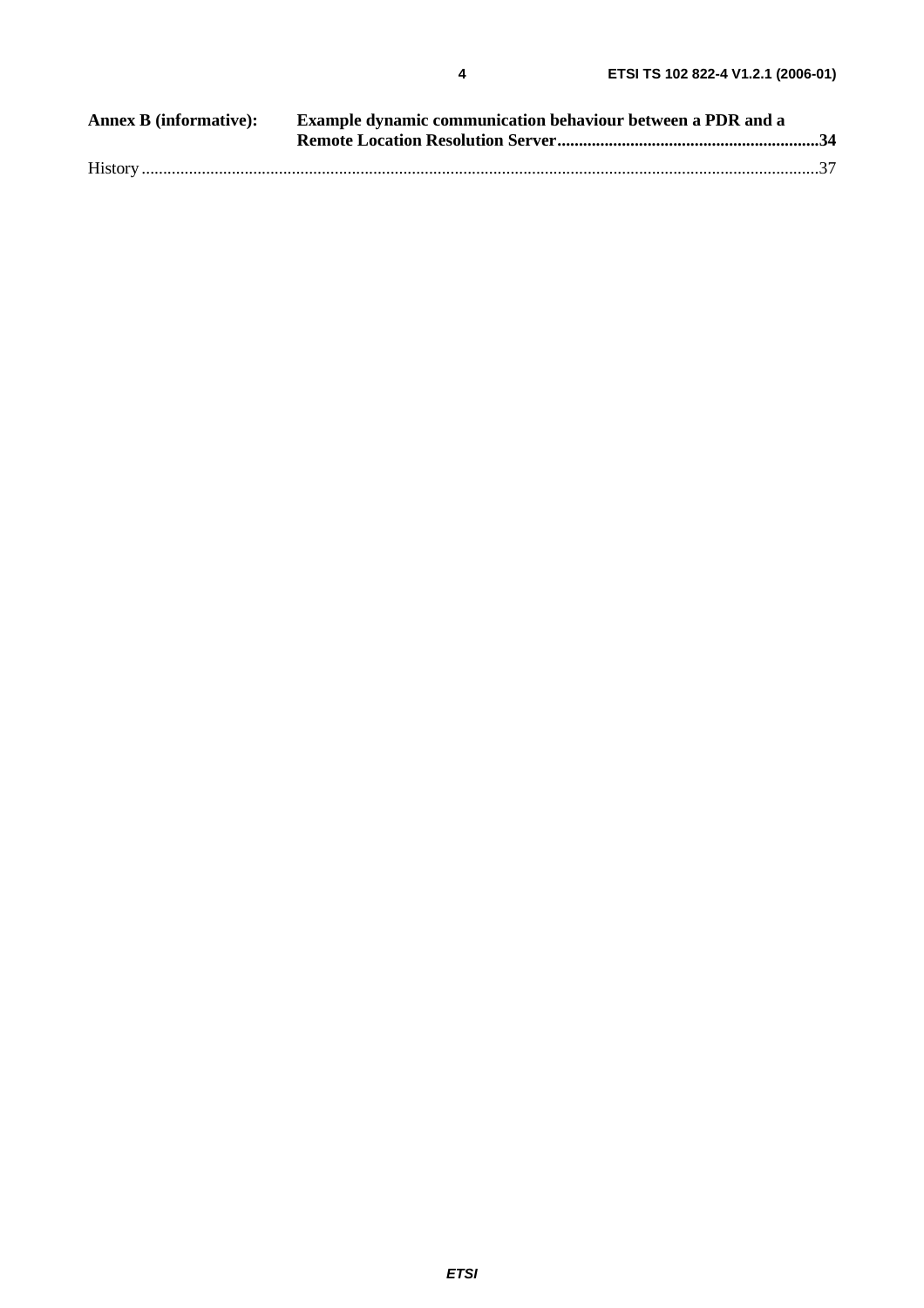**Annex B (informative): Example dynamic communication behaviour between a PDR and a Remote Location Resolution Server**............................................................34

History..........................................................................................................................................................37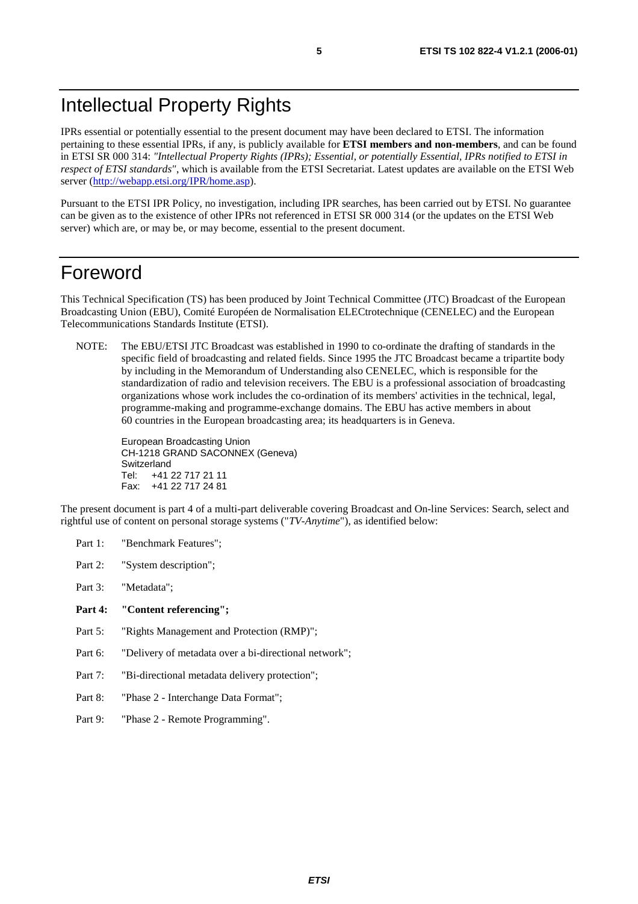# Intellectual Property Rights

IPRs essential or potentially essential to the present document may have been declared to ETSI. The information pertaining to these essential IPRs, if any, is publicly available for **ETSI members and non-members**, and can be found in ETSI SR 000 314: *"Intellectual Property Rights (IPRs); Essential, or potentially Essential, IPRs notified to ETSI in respect of ETSI standards"*, which is available from the ETSI Secretariat. Latest updates are available on the ETSI Web server (http://webapp.etsi.org/IPR/home.asp).

Pursuant to the ETSI IPR Policy, no investigation, including IPR searches, has been carried out by ETSI. No guarantee can be given as to the existence of other IPRs not referenced in ETSI SR 000 314 (or the updates on the ETSI Web server) which are, or may be, or may become, essential to the present document.

# Foreword

This Technical Specification (TS) has been produced by Joint Technical Committee (JTC) Broadcast of the European Broadcasting Union (EBU), Comité Européen de Normalisation ELECtrotechnique (CENELEC) and the European Telecommunications Standards Institute (ETSI).

NOTE: The EBU/ETSI JTC Broadcast was established in 1990 to co-ordinate the drafting of standards in the specific field of broadcasting and related fields. Since 1995 the JTC Broadcast became a tripartite body by including in the Memorandum of Understanding also CENELEC, which is responsible for the standardization of radio and television receivers. The EBU is a professional association of broadcasting organizations whose work includes the co-ordination of its members' activities in the technical, legal, programme-making and programme-exchange domains. The EBU has active members in about 60 countries in the European broadcasting area; its headquarters is in Geneva.

European Broadcasting Union
CH-1218 GRAND SACONNEX (Geneva)
Switzerland
Tel: +41 22 717 21 11
Fax: +41 22 717 24 81

The present document is part 4 of a multi-part deliverable covering Broadcast and On-line Services: Search, select and rightful use of content on personal storage systems ("*TV-Anytime*"), as identified below:

Part 1: "Benchmark Features";

Part 2: "System description";

Part 3: "Metadata";

**Part 4: "Content referencing";**

Part 5: "Rights Management and Protection (RMP)";

Part 6: "Delivery of metadata over a bi-directional network";

Part 7: "Bi-directional metadata delivery protection";

Part 8: "Phase 2 - Interchange Data Format";

Part 9: "Phase 2 - Remote Programming".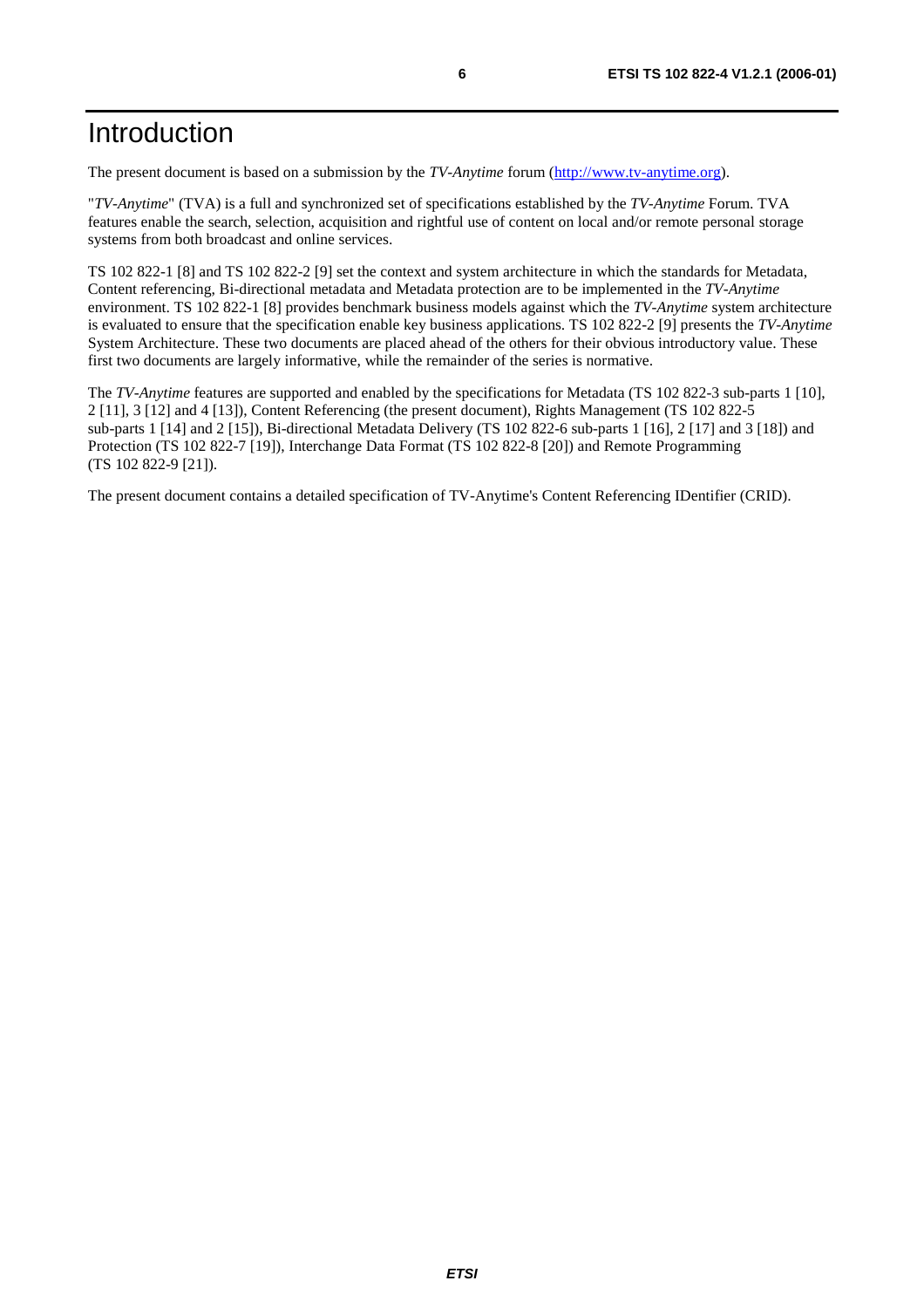# Introduction

The present document is based on a submission by the *TV-Anytime* forum (http://www.tv-anytime.org).

"*TV-Anytime*" (TVA) is a full and synchronized set of specifications established by the *TV-Anytime* Forum. TVA features enable the search, selection, acquisition and rightful use of content on local and/or remote personal storage systems from both broadcast and online services.

TS 102 822-1 [8] and TS 102 822-2 [9] set the context and system architecture in which the standards for Metadata, Content referencing, Bi-directional metadata and Metadata protection are to be implemented in the *TV-Anytime* environment. TS 102 822-1 [8] provides benchmark business models against which the *TV-Anytime* system architecture is evaluated to ensure that the specification enable key business applications. TS 102 822-2 [9] presents the *TV-Anytime* System Architecture. These two documents are placed ahead of the others for their obvious introductory value. These first two documents are largely informative, while the remainder of the series is normative.

The *TV-Anytime* features are supported and enabled by the specifications for Metadata (TS 102 822-3 sub-parts 1 [10], 2 [11], 3 [12] and 4 [13]), Content Referencing (the present document), Rights Management (TS 102 822-5 sub-parts 1 [14] and 2 [15]), Bi-directional Metadata Delivery (TS 102 822-6 sub-parts 1 [16], 2 [17] and 3 [18]) and Protection (TS 102 822-7 [19]), Interchange Data Format (TS 102 822-8 [20]) and Remote Programming (TS 102 822-9 [21]).

The present document contains a detailed specification of TV-Anytime's Content Referencing IDentifier (CRID).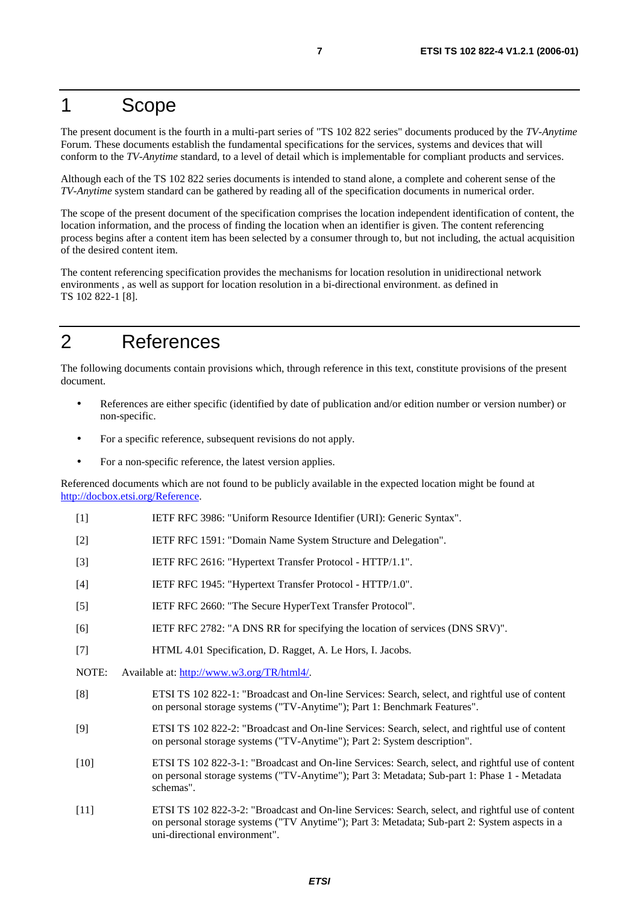# 1 Scope

The present document is the fourth in a multi-part series of "TS 102 822 series" documents produced by the *TV-Anytime* Forum. These documents establish the fundamental specifications for the services, systems and devices that will conform to the *TV-Anytime* standard, to a level of detail which is implementable for compliant products and services.

Although each of the TS 102 822 series documents is intended to stand alone, a complete and coherent sense of the *TV-Anytime* system standard can be gathered by reading all of the specification documents in numerical order.

The scope of the present document of the specification comprises the location independent identification of content, the location information, and the process of finding the location when an identifier is given. The content referencing process begins after a content item has been selected by a consumer through to, but not including, the actual acquisition of the desired content item.

The content referencing specification provides the mechanisms for location resolution in unidirectional network environments , as well as support for location resolution in a bi-directional environment. as defined in TS 102 822-1 [8].

# 2 References

The following documents contain provisions which, through reference in this text, constitute provisions of the present document.

- References are either specific (identified by date of publication and/or edition number or version number) or non-specific.
- For a specific reference, subsequent revisions do not apply.
- For a non-specific reference, the latest version applies.

Referenced documents which are not found to be publicly available in the expected location might be found at http://docbox.etsi.org/Reference.

[1] IETF RFC 3986: "Uniform Resource Identifier (URI): Generic Syntax".

[2] IETF RFC 1591: "Domain Name System Structure and Delegation".

[3] IETF RFC 2616: "Hypertext Transfer Protocol - HTTP/1.1".

[4] IETF RFC 1945: "Hypertext Transfer Protocol - HTTP/1.0".

[5] IETF RFC 2660: "The Secure HyperText Transfer Protocol".

[6] IETF RFC 2782: "A DNS RR for specifying the location of services (DNS SRV)".

[7] HTML 4.01 Specification, D. Ragget, A. Le Hors, I. Jacobs.

NOTE: Available at: http://www.w3.org/TR/html4/.

[8] ETSI TS 102 822-1: "Broadcast and On-line Services: Search, select, and rightful use of content on personal storage systems ("TV-Anytime"); Part 1: Benchmark Features".

[9] ETSI TS 102 822-2: "Broadcast and On-line Services: Search, select, and rightful use of content on personal storage systems ("TV-Anytime"); Part 2: System description".

[10] ETSI TS 102 822-3-1: "Broadcast and On-line Services: Search, select, and rightful use of content on personal storage systems ("TV-Anytime"); Part 3: Metadata; Sub-part 1: Phase 1 - Metadata schemas".

[11] ETSI TS 102 822-3-2: "Broadcast and On-line Services: Search, select, and rightful use of content on personal storage systems ("TV Anytime"); Part 3: Metadata; Sub-part 2: System aspects in a uni-directional environment".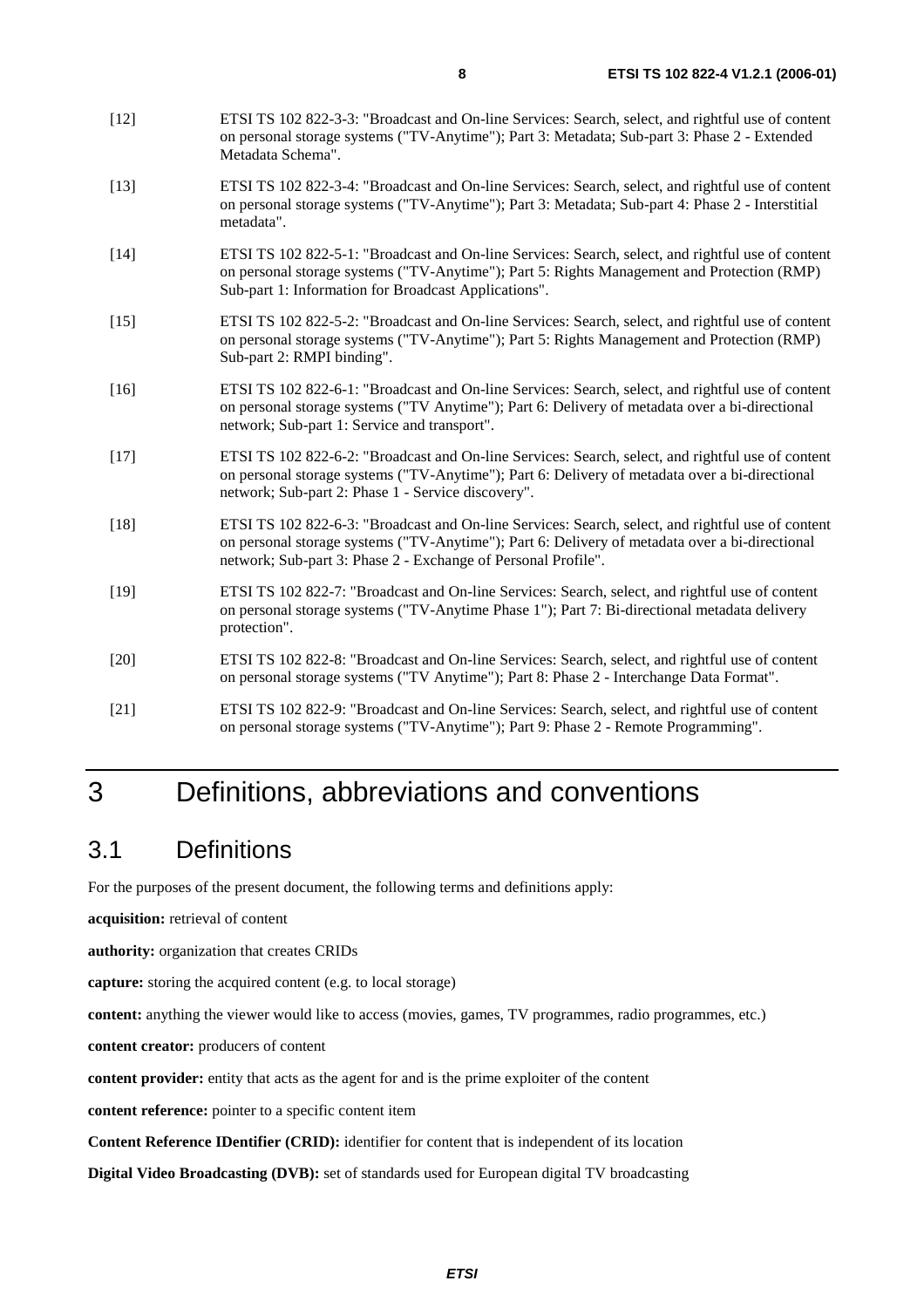[12] ETSI TS 102 822-3-3: "Broadcast and On-line Services: Search, select, and rightful use of content on personal storage systems ("TV-Anytime"); Part 3: Metadata; Sub-part 3: Phase 2 - Extended Metadata Schema".

[13] ETSI TS 102 822-3-4: "Broadcast and On-line Services: Search, select, and rightful use of content on personal storage systems ("TV-Anytime"); Part 3: Metadata; Sub-part 4: Phase 2 - Interstitial metadata".

[14] ETSI TS 102 822-5-1: "Broadcast and On-line Services: Search, select, and rightful use of content on personal storage systems ("TV-Anytime"); Part 5: Rights Management and Protection (RMP) Sub-part 1: Information for Broadcast Applications".

[15] ETSI TS 102 822-5-2: "Broadcast and On-line Services: Search, select, and rightful use of content on personal storage systems ("TV-Anytime"); Part 5: Rights Management and Protection (RMP) Sub-part 2: RMPI binding".

[16] ETSI TS 102 822-6-1: "Broadcast and On-line Services: Search, select, and rightful use of content on personal storage systems ("TV Anytime"); Part 6: Delivery of metadata over a bi-directional network; Sub-part 1: Service and transport".

[17] ETSI TS 102 822-6-2: "Broadcast and On-line Services: Search, select, and rightful use of content on personal storage systems ("TV-Anytime"); Part 6: Delivery of metadata over a bi-directional network; Sub-part 2: Phase 1 - Service discovery".

[18] ETSI TS 102 822-6-3: "Broadcast and On-line Services: Search, select, and rightful use of content on personal storage systems ("TV-Anytime"); Part 6: Delivery of metadata over a bi-directional network; Sub-part 3: Phase 2 - Exchange of Personal Profile".

[19] ETSI TS 102 822-7: "Broadcast and On-line Services: Search, select, and rightful use of content on personal storage systems ("TV-Anytime Phase 1"); Part 7: Bi-directional metadata delivery protection".

[20] ETSI TS 102 822-8: "Broadcast and On-line Services: Search, select, and rightful use of content on personal storage systems ("TV Anytime"); Part 8: Phase 2 - Interchange Data Format".

[21] ETSI TS 102 822-9: "Broadcast and On-line Services: Search, select, and rightful use of content on personal storage systems ("TV-Anytime"); Part 9: Phase 2 - Remote Programming".

# 3 Definitions, abbreviations and conventions

## 3.1 Definitions

For the purposes of the present document, the following terms and definitions apply:

**acquisition:** retrieval of content

**authority:** organization that creates CRIDs

**capture:** storing the acquired content (e.g. to local storage)

**content:** anything the viewer would like to access (movies, games, TV programmes, radio programmes, etc.)

**content creator:** producers of content

**content provider:** entity that acts as the agent for and is the prime exploiter of the content

**content reference:** pointer to a specific content item

**Content Reference IDentifier (CRID):** identifier for content that is independent of its location

**Digital Video Broadcasting (DVB):** set of standards used for European digital TV broadcasting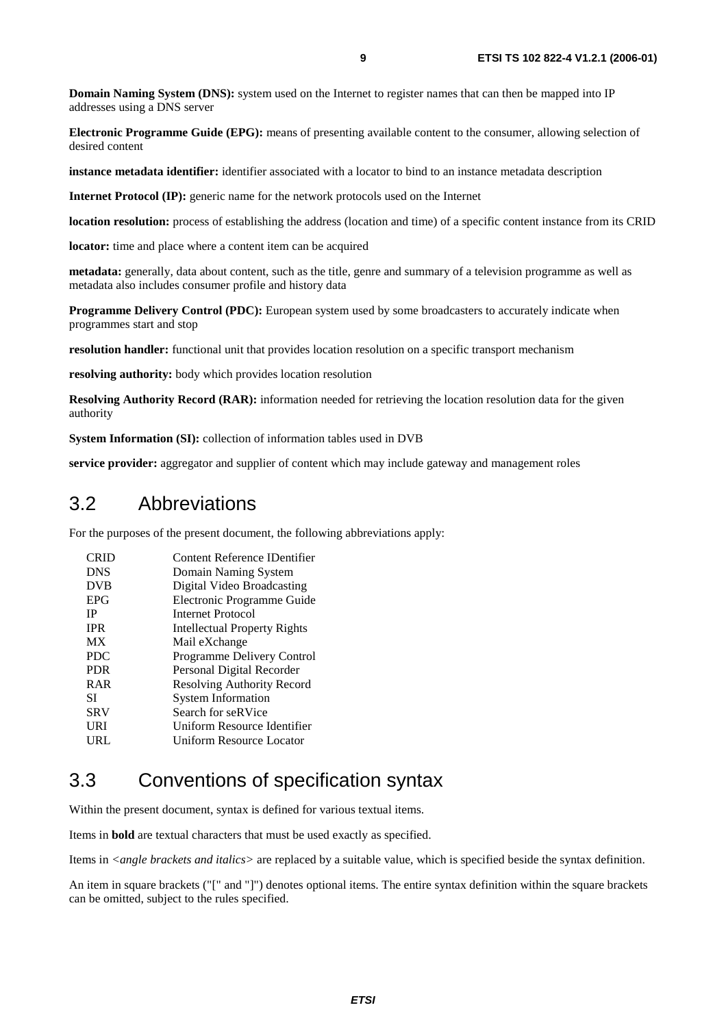**Domain Naming System (DNS):** system used on the Internet to register names that can then be mapped into IP addresses using a DNS server

**Electronic Programme Guide (EPG):** means of presenting available content to the consumer, allowing selection of desired content

**instance metadata identifier:** identifier associated with a locator to bind to an instance metadata description

**Internet Protocol (IP):** generic name for the network protocols used on the Internet

**location resolution:** process of establishing the address (location and time) of a specific content instance from its CRID

**locator:** time and place where a content item can be acquired

**metadata:** generally, data about content, such as the title, genre and summary of a television programme as well as metadata also includes consumer profile and history data

**Programme Delivery Control (PDC):** European system used by some broadcasters to accurately indicate when programmes start and stop

**resolution handler:** functional unit that provides location resolution on a specific transport mechanism

**resolving authority:** body which provides location resolution

**Resolving Authority Record (RAR):** information needed for retrieving the location resolution data for the given authority

**System Information (SI):** collection of information tables used in DVB

**service provider:** aggregator and supplier of content which may include gateway and management roles

## 3.2 Abbreviations

For the purposes of the present document, the following abbreviations apply:

| | |
|---|---|
| CRID | Content Reference IDentifier |
| DNS | Domain Naming System |
| DVB | Digital Video Broadcasting |
| EPG | Electronic Programme Guide |
| IP | Internet Protocol |
| IPR | Intellectual Property Rights |
| MX | Mail eXchange |
| PDC | Programme Delivery Control |
| PDR | Personal Digital Recorder |
| RAR | Resolving Authority Record |
| SI | System Information |
| SRV | Search for seRVice |
| URI | Uniform Resource Identifier |
| URL | Uniform Resource Locator |

## 3.3 Conventions of specification syntax

Within the present document, syntax is defined for various textual items.

Items in **bold** are textual characters that must be used exactly as specified.

Items in <*angle brackets and italics*> are replaced by a suitable value, which is specified beside the syntax definition.

An item in square brackets ("[" and "]") denotes optional items. The entire syntax definition within the square brackets can be omitted, subject to the rules specified.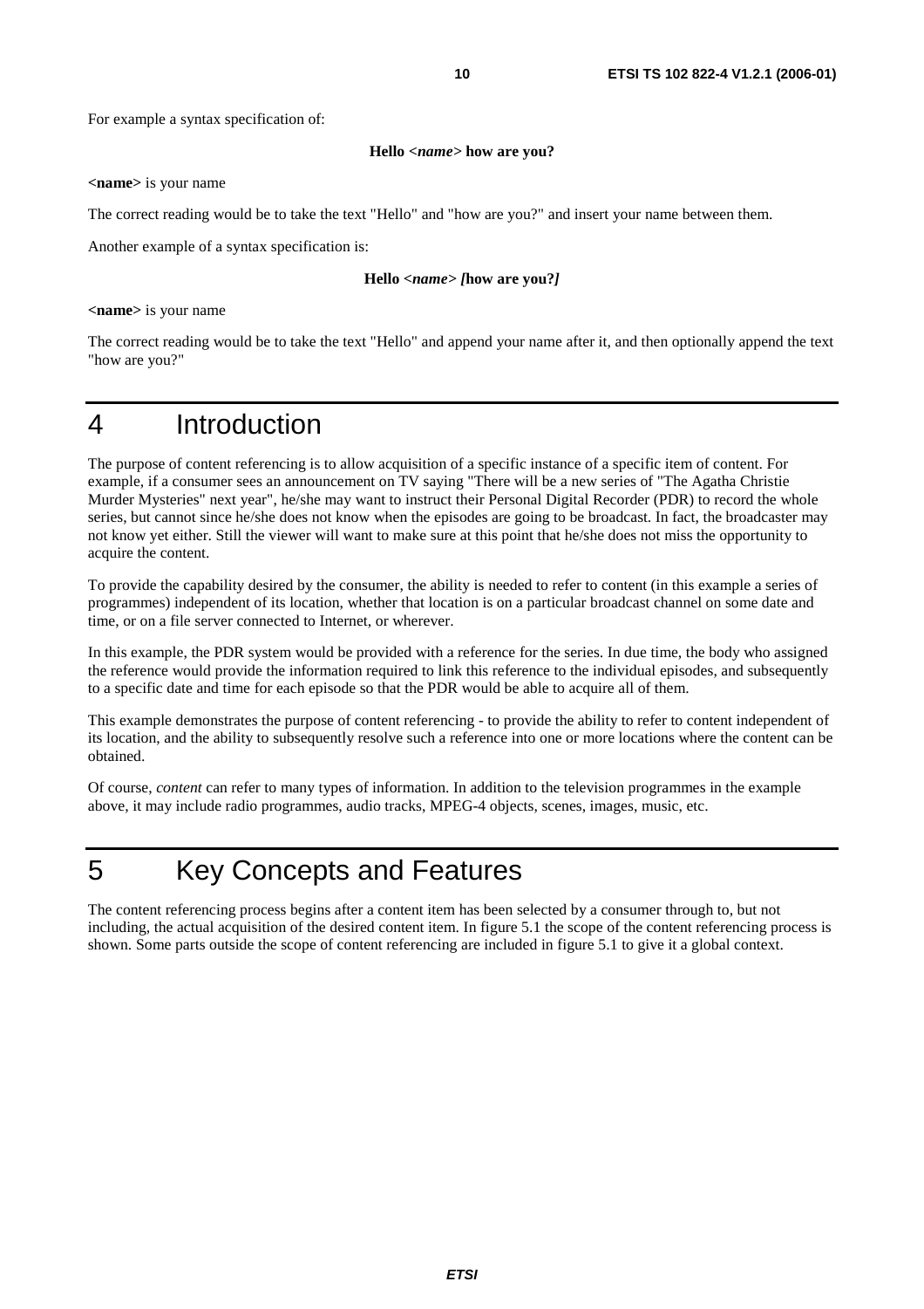For example a syntax specification of:

**Hello <*name*> how are you?**

**<name>** is your name

The correct reading would be to take the text "Hello" and "how are you?" and insert your name between them.

Another example of a syntax specification is:

**Hello <*name*> *[*how are you?*]***

**<name>** is your name

The correct reading would be to take the text "Hello" and append your name after it, and then optionally append the text "how are you?"

# 4 Introduction

The purpose of content referencing is to allow acquisition of a specific instance of a specific item of content. For example, if a consumer sees an announcement on TV saying "There will be a new series of "The Agatha Christie Murder Mysteries" next year", he/she may want to instruct their Personal Digital Recorder (PDR) to record the whole series, but cannot since he/she does not know when the episodes are going to be broadcast. In fact, the broadcaster may not know yet either. Still the viewer will want to make sure at this point that he/she does not miss the opportunity to acquire the content.

To provide the capability desired by the consumer, the ability is needed to refer to content (in this example a series of programmes) independent of its location, whether that location is on a particular broadcast channel on some date and time, or on a file server connected to Internet, or wherever.

In this example, the PDR system would be provided with a reference for the series. In due time, the body who assigned the reference would provide the information required to link this reference to the individual episodes, and subsequently to a specific date and time for each episode so that the PDR would be able to acquire all of them.

This example demonstrates the purpose of content referencing - to provide the ability to refer to content independent of its location, and the ability to subsequently resolve such a reference into one or more locations where the content can be obtained.

Of course, *content* can refer to many types of information. In addition to the television programmes in the example above, it may include radio programmes, audio tracks, MPEG-4 objects, scenes, images, music, etc.

# 5 Key Concepts and Features

The content referencing process begins after a content item has been selected by a consumer through to, but not including, the actual acquisition of the desired content item. In figure 5.1 the scope of the content referencing process is shown. Some parts outside the scope of content referencing are included in figure 5.1 to give it a global context.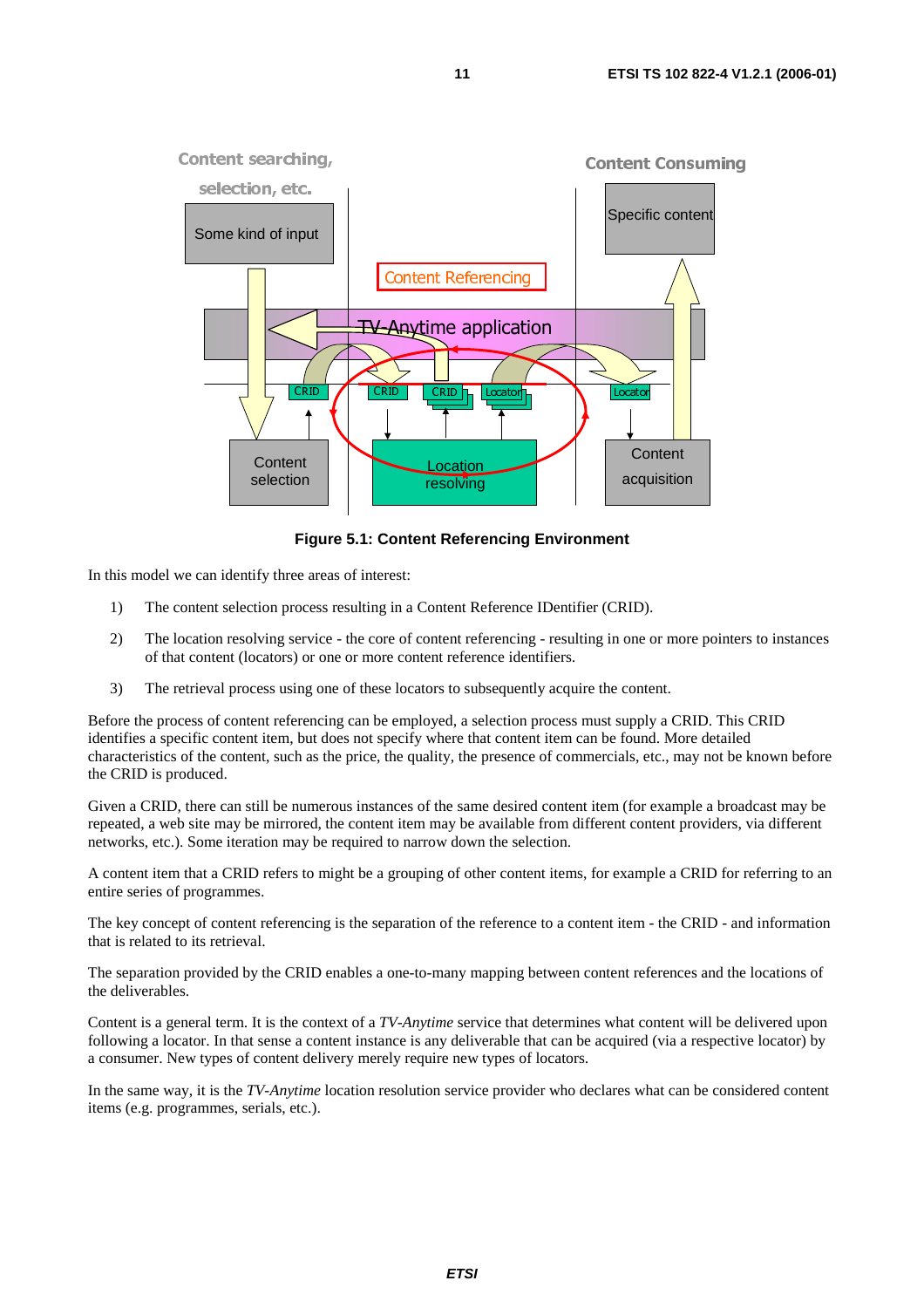**Figure 5.1: Content Referencing Environment**

In this model we can identify three areas of interest:

1) The content selection process resulting in a Content Reference IDentifier (CRID).

2) The location resolving service - the core of content referencing - resulting in one or more pointers to instances of that content (locators) or one or more content reference identifiers.

3) The retrieval process using one of these locators to subsequently acquire the content.

Before the process of content referencing can be employed, a selection process must supply a CRID. This CRID identifies a specific content item, but does not specify where that content item can be found. More detailed characteristics of the content, such as the price, the quality, the presence of commercials, etc., may not be known before the CRID is produced.

Given a CRID, there can still be numerous instances of the same desired content item (for example a broadcast may be repeated, a web site may be mirrored, the content item may be available from different content providers, via different networks, etc.). Some iteration may be required to narrow down the selection.

A content item that a CRID refers to might be a grouping of other content items, for example a CRID for referring to an entire series of programmes.

The key concept of content referencing is the separation of the reference to a content item - the CRID - and information that is related to its retrieval.

The separation provided by the CRID enables a one-to-many mapping between content references and the locations of the deliverables.

Content is a general term. It is the context of a *TV-Anytime* service that determines what content will be delivered upon following a locator. In that sense a content instance is any deliverable that can be acquired (via a respective locator) by a consumer. New types of content delivery merely require new types of locators.

In the same way, it is the *TV-Anytime* location resolution service provider who declares what can be considered content items (e.g. programmes, serials, etc.).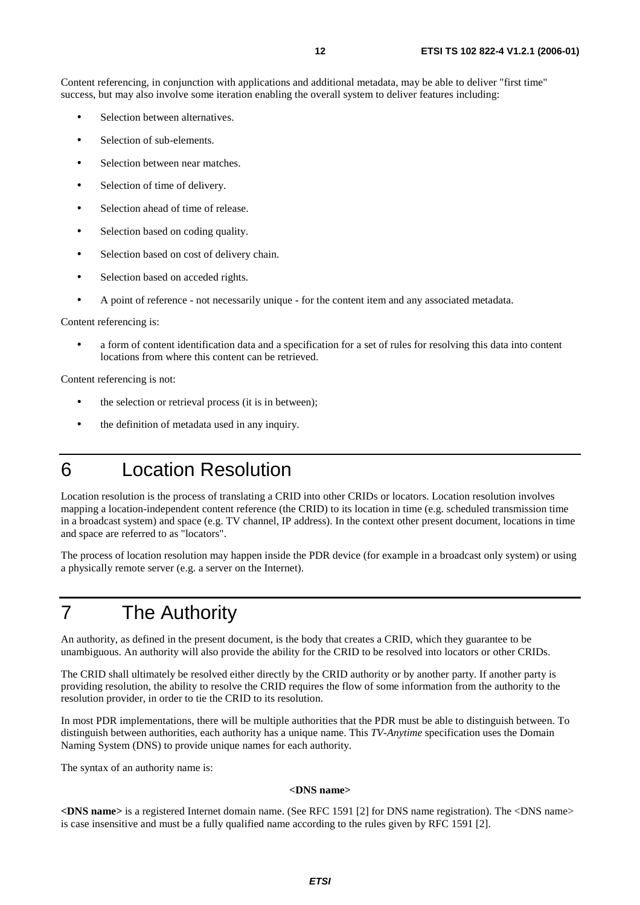Content referencing, in conjunction with applications and additional metadata, may be able to deliver "first time" success, but may also involve some iteration enabling the overall system to deliver features including:

- Selection between alternatives.
- Selection of sub-elements.
- Selection between near matches.
- Selection of time of delivery.
- Selection ahead of time of release.
- Selection based on coding quality.
- Selection based on cost of delivery chain.
- Selection based on acceded rights.
- A point of reference - not necessarily unique - for the content item and any associated metadata.

Content referencing is:

- a form of content identification data and a specification for a set of rules for resolving this data into content locations from where this content can be retrieved.

Content referencing is not:

- the selection or retrieval process (it is in between);
- the definition of metadata used in any inquiry.

# 6 Location Resolution

Location resolution is the process of translating a CRID into other CRIDs or locators. Location resolution involves mapping a location-independent content reference (the CRID) to its location in time (e.g. scheduled transmission time in a broadcast system) and space (e.g. TV channel, IP address). In the context other present document, locations in time and space are referred to as "locators".

The process of location resolution may happen inside the PDR device (for example in a broadcast only system) or using a physically remote server (e.g. a server on the Internet).

# 7 The Authority

An authority, as defined in the present document, is the body that creates a CRID, which they guarantee to be unambiguous. An authority will also provide the ability for the CRID to be resolved into locators or other CRIDs.

The CRID shall ultimately be resolved either directly by the CRID authority or by another party. If another party is providing resolution, the ability to resolve the CRID requires the flow of some information from the authority to the resolution provider, in order to tie the CRID to its resolution.

In most PDR implementations, there will be multiple authorities that the PDR must be able to distinguish between. To distinguish between authorities, each authority has a unique name. This *TV-Anytime* specification uses the Domain Naming System (DNS) to provide unique names for each authority.

The syntax of an authority name is:

**<DNS name>**

**<DNS name>** is a registered Internet domain name. (See RFC 1591 [2] for DNS name registration). The <DNS name> is case insensitive and must be a fully qualified name according to the rules given by RFC 1591 [2].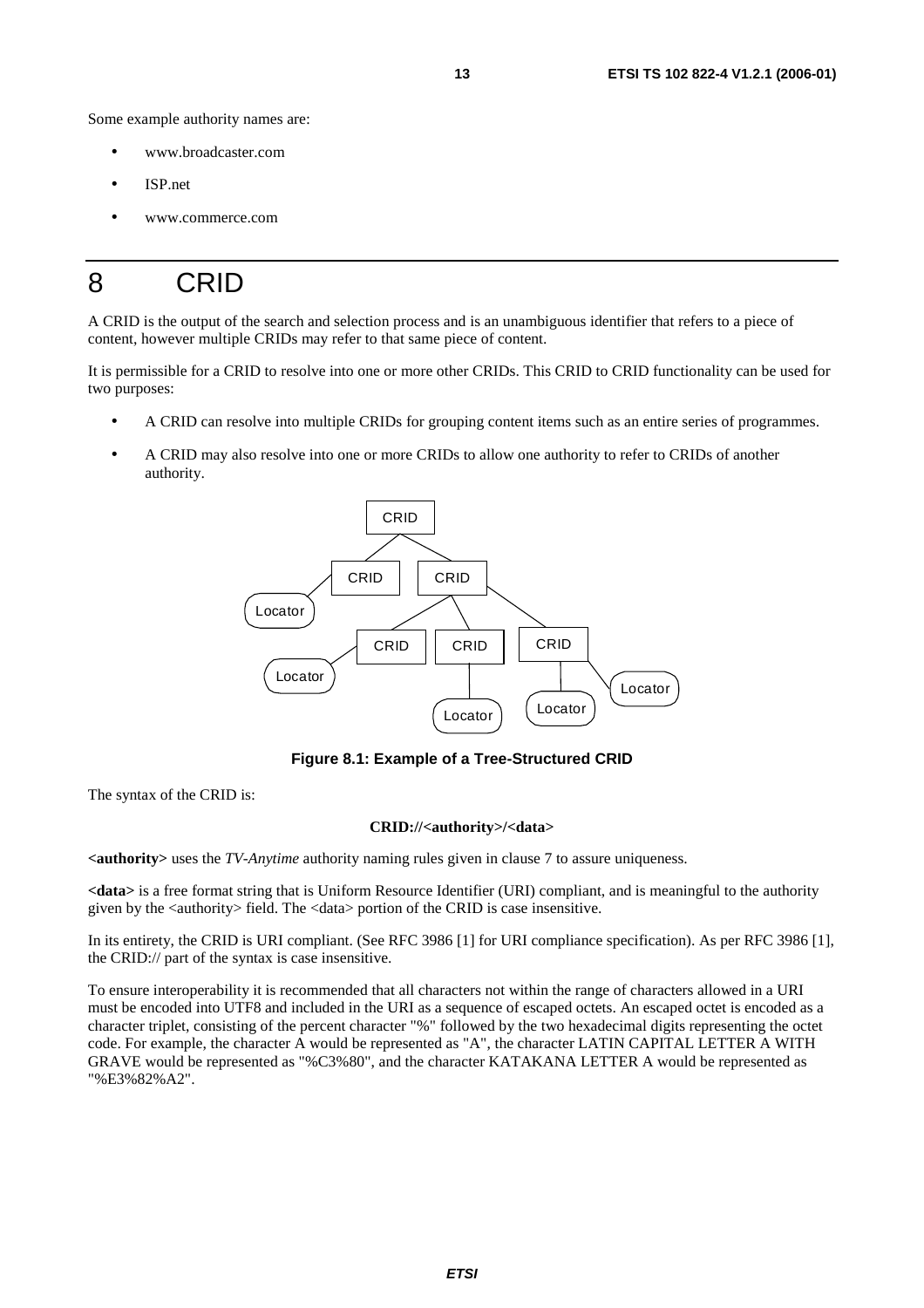Some example authority names are:

- www.broadcaster.com
- ISP.net
- www.commerce.com

# 8 CRID

A CRID is the output of the search and selection process and is an unambiguous identifier that refers to a piece of content, however multiple CRIDs may refer to that same piece of content.

It is permissible for a CRID to resolve into one or more other CRIDs. This CRID to CRID functionality can be used for two purposes:

- A CRID can resolve into multiple CRIDs for grouping content items such as an entire series of programmes.
- A CRID may also resolve into one or more CRIDs to allow one authority to refer to CRIDs of another authority.

CRID
CRID
CRID
Locator
CRID
CRID
CRID
Locator
Locator
Locator
Locator

**Figure 8.1: Example of a Tree-Structured CRID**

The syntax of the CRID is:

**CRID://<authority>/<data>**

**<authority>** uses the *TV-Anytime* authority naming rules given in clause 7 to assure uniqueness.

**<data>** is a free format string that is Uniform Resource Identifier (URI) compliant, and is meaningful to the authority given by the <authority> field. The <data> portion of the CRID is case insensitive.

In its entirety, the CRID is URI compliant. (See RFC 3986 [1] for URI compliance specification). As per RFC 3986 [1], the CRID:// part of the syntax is case insensitive.

To ensure interoperability it is recommended that all characters not within the range of characters allowed in a URI must be encoded into UTF8 and included in the URI as a sequence of escaped octets. An escaped octet is encoded as a character triplet, consisting of the percent character "%" followed by the two hexadecimal digits representing the octet code. For example, the character A would be represented as "A", the character LATIN CAPITAL LETTER A WITH GRAVE would be represented as "%C3%80", and the character KATAKANA LETTER A would be represented as "%E3%82%A2".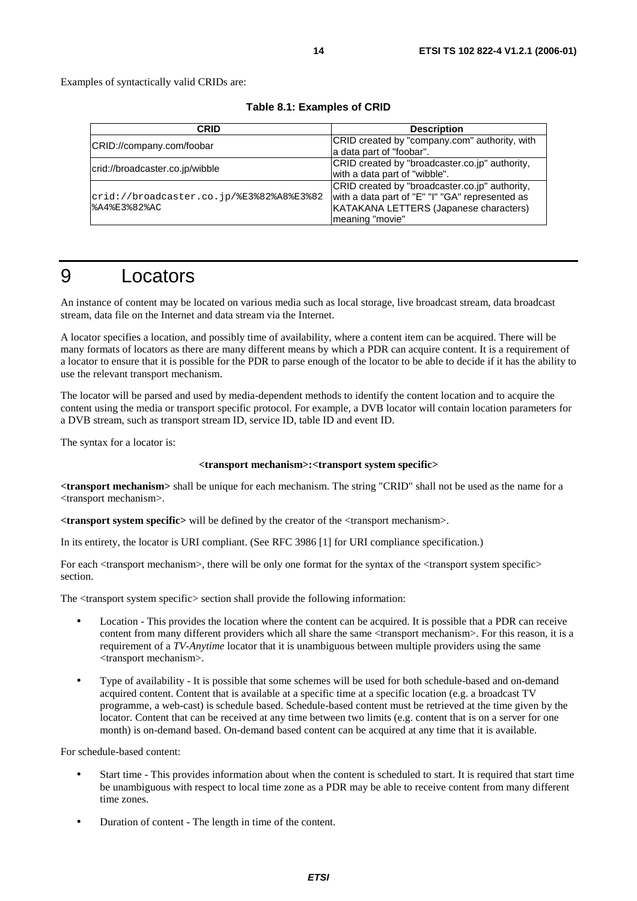Examples of syntactically valid CRIDs are:

**Table 8.1: Examples of CRID**

| CRID | Description |
|---|---|
| CRID://company.com/foobar | CRID created by "company.com" authority, with a data part of "foobar". |
| crid://broadcaster.co.jp/wibble | CRID created by "broadcaster.co.jp" authority, with a data part of "wibble". |
| crid://broadcaster.co.jp/%E3%82%A8%E3%82%A4%E3%82%AC | CRID created by "broadcaster.co.jp" authority, with a data part of "E" "I" "GA" represented as KATAKANA LETTERS (Japanese characters) meaning "movie" |

# 9 Locators

An instance of content may be located on various media such as local storage, live broadcast stream, data broadcast stream, data file on the Internet and data stream via the Internet.

A locator specifies a location, and possibly time of availability, where a content item can be acquired. There will be many formats of locators as there are many different means by which a PDR can acquire content. It is a requirement of a locator to ensure that it is possible for the PDR to parse enough of the locator to be able to decide if it has the ability to use the relevant transport mechanism.

The locator will be parsed and used by media-dependent methods to identify the content location and to acquire the content using the media or transport specific protocol. For example, a DVB locator will contain location parameters for a DVB stream, such as transport stream ID, service ID, table ID and event ID.

The syntax for a locator is:

**<transport mechanism>:<transport system specific>**

**<transport mechanism>** shall be unique for each mechanism. The string "CRID" shall not be used as the name for a <transport mechanism>.

**<transport system specific>** will be defined by the creator of the <transport mechanism>.

In its entirety, the locator is URI compliant. (See RFC 3986 [1] for URI compliance specification.)

For each <transport mechanism>, there will be only one format for the syntax of the <transport system specific> section.

The <transport system specific> section shall provide the following information:

- Location - This provides the location where the content can be acquired. It is possible that a PDR can receive content from many different providers which all share the same <transport mechanism>. For this reason, it is a requirement of a *TV-Anytime* locator that it is unambiguous between multiple providers using the same <transport mechanism>.
- Type of availability - It is possible that some schemes will be used for both schedule-based and on-demand acquired content. Content that is available at a specific time at a specific location (e.g. a broadcast TV programme, a web-cast) is schedule based. Schedule-based content must be retrieved at the time given by the locator. Content that can be received at any time between two limits (e.g. content that is on a server for one month) is on-demand based. On-demand based content can be acquired at any time that it is available.

For schedule-based content:

- Start time - This provides information about when the content is scheduled to start. It is required that start time be unambiguous with respect to local time zone as a PDR may be able to receive content from many different time zones.
- Duration of content - The length in time of the content.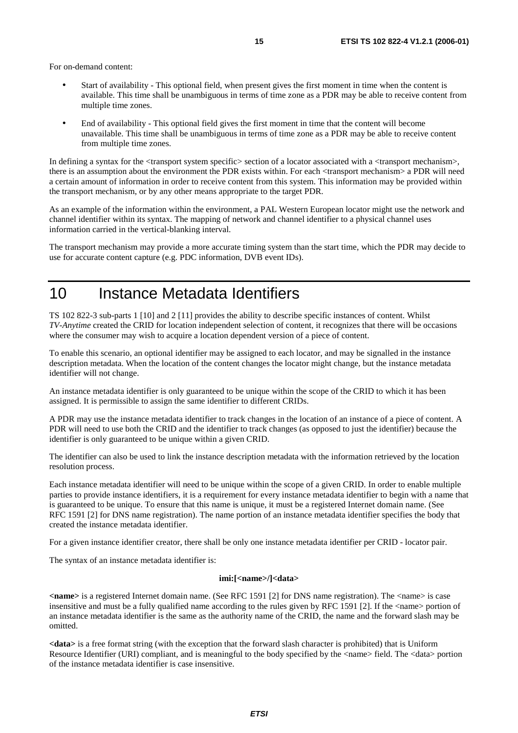For on-demand content:

- Start of availability - This optional field, when present gives the first moment in time when the content is available. This time shall be unambiguous in terms of time zone as a PDR may be able to receive content from multiple time zones.
- End of availability - This optional field gives the first moment in time that the content will become unavailable. This time shall be unambiguous in terms of time zone as a PDR may be able to receive content from multiple time zones.

In defining a syntax for the <transport system specific> section of a locator associated with a <transport mechanism>, there is an assumption about the environment the PDR exists within. For each <transport mechanism> a PDR will need a certain amount of information in order to receive content from this system. This information may be provided within the transport mechanism, or by any other means appropriate to the target PDR.

As an example of the information within the environment, a PAL Western European locator might use the network and channel identifier within its syntax. The mapping of network and channel identifier to a physical channel uses information carried in the vertical-blanking interval.

The transport mechanism may provide a more accurate timing system than the start time, which the PDR may decide to use for accurate content capture (e.g. PDC information, DVB event IDs).

# 10 Instance Metadata Identifiers

TS 102 822-3 sub-parts 1 [10] and 2 [11] provides the ability to describe specific instances of content. Whilst *TV-Anytime* created the CRID for location independent selection of content, it recognizes that there will be occasions where the consumer may wish to acquire a location dependent version of a piece of content.

To enable this scenario, an optional identifier may be assigned to each locator, and may be signalled in the instance description metadata. When the location of the content changes the locator might change, but the instance metadata identifier will not change.

An instance metadata identifier is only guaranteed to be unique within the scope of the CRID to which it has been assigned. It is permissible to assign the same identifier to different CRIDs.

A PDR may use the instance metadata identifier to track changes in the location of an instance of a piece of content. A PDR will need to use both the CRID and the identifier to track changes (as opposed to just the identifier) because the identifier is only guaranteed to be unique within a given CRID.

The identifier can also be used to link the instance description metadata with the information retrieved by the location resolution process.

Each instance metadata identifier will need to be unique within the scope of a given CRID. In order to enable multiple parties to provide instance identifiers, it is a requirement for every instance metadata identifier to begin with a name that is guaranteed to be unique. To ensure that this name is unique, it must be a registered Internet domain name. (See RFC 1591 [2] for DNS name registration). The name portion of an instance metadata identifier specifies the body that created the instance metadata identifier.

For a given instance identifier creator, there shall be only one instance metadata identifier per CRID - locator pair.

The syntax of an instance metadata identifier is:

**imi:[<name>/]<data>**

**<name>** is a registered Internet domain name. (See RFC 1591 [2] for DNS name registration). The <name> is case insensitive and must be a fully qualified name according to the rules given by RFC 1591 [2]. If the <name> portion of an instance metadata identifier is the same as the authority name of the CRID, the name and the forward slash may be omitted.

**<data>** is a free format string (with the exception that the forward slash character is prohibited) that is Uniform Resource Identifier (URI) compliant, and is meaningful to the body specified by the <name> field. The <data> portion of the instance metadata identifier is case insensitive.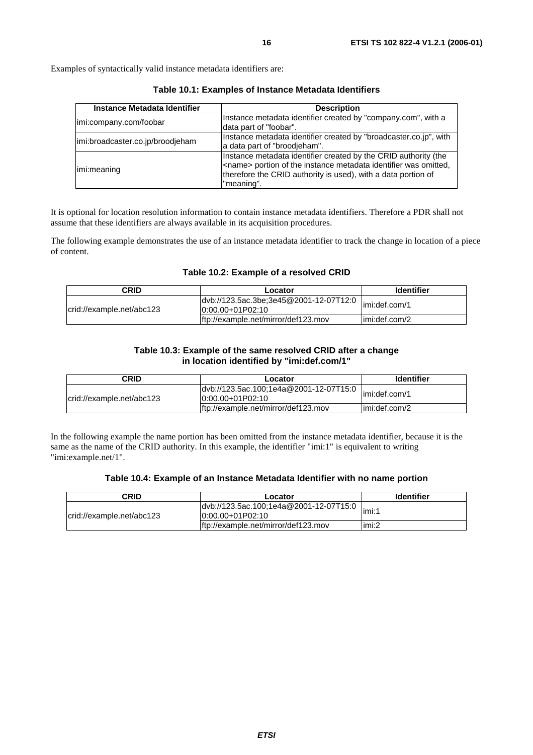Examples of syntactically valid instance metadata identifiers are:

**Table 10.1: Examples of Instance Metadata Identifiers**

| Instance Metadata Identifier | Description |
|---|---|
| imi:company.com/foobar | Instance metadata identifier created by "company.com", with a data part of "foobar". |
| imi:broadcaster.co.jp/broodjeham | Instance metadata identifier created by "broadcaster.co.jp", with a data part of "broodjeham". |
| imi:meaning | Instance metadata identifier created by the CRID authority (the <name> portion of the instance metadata identifier was omitted, therefore the CRID authority is used), with a data portion of "meaning". |

It is optional for location resolution information to contain instance metadata identifiers. Therefore a PDR shall not assume that these identifiers are always available in its acquisition procedures.

The following example demonstrates the use of an instance metadata identifier to track the change in location of a piece of content.

**Table 10.2: Example of a resolved CRID**

| CRID | Locator | Identifier |
|---|---|---|
| crid://example.net/abc123 | dvb://123.5ac.3be;3e45@2001-12-07T12:00:00.00+01P02:10 | imi:def.com/1 |
| | ftp://example.net/mirror/def123.mov | imi:def.com/2 |

**Table 10.3: Example of the same resolved CRID after a change in location identified by "imi:def.com/1"**

| CRID | Locator | Identifier |
|---|---|---|
| crid://example.net/abc123 | dvb://123.5ac.100;1e4a@2001-12-07T15:00:00.00+01P02:10 | imi:def.com/1 |
| | ftp://example.net/mirror/def123.mov | imi:def.com/2 |

In the following example the name portion has been omitted from the instance metadata identifier, because it is the same as the name of the CRID authority. In this example, the identifier "imi:1" is equivalent to writing "imi:example.net/1".

**Table 10.4: Example of an Instance Metadata Identifier with no name portion**

| CRID | Locator | Identifier |
|---|---|---|
| crid://example.net/abc123 | dvb://123.5ac.100;1e4a@2001-12-07T15:00:00.00+01P02:10 | imi:1 |
| | ftp://example.net/mirror/def123.mov | imi:2 |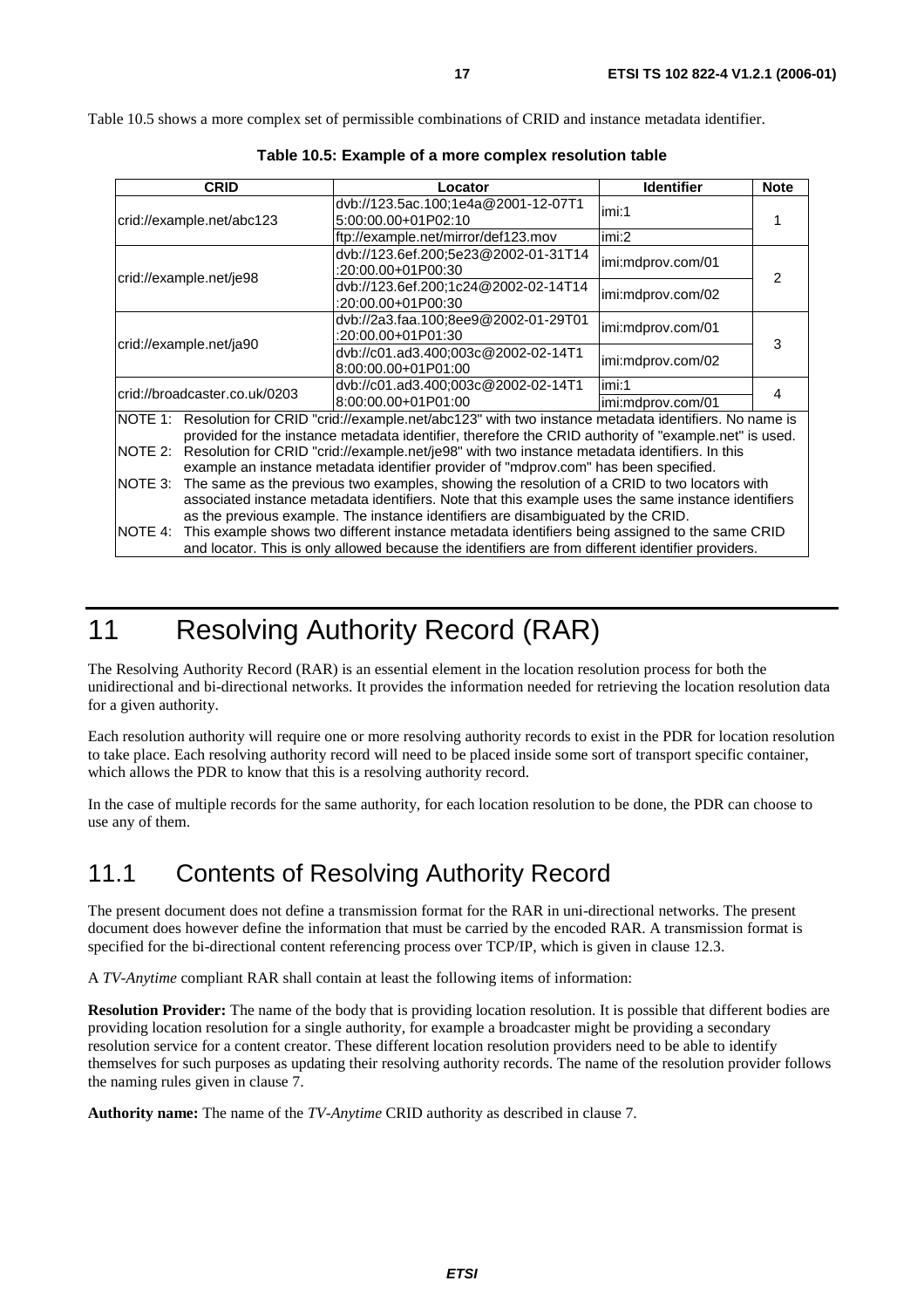Table 10.5 shows a more complex set of permissible combinations of CRID and instance metadata identifier.

**Table 10.5: Example of a more complex resolution table**

| CRID | Locator | Identifier | Note |
|---|---|---|---|
| crid://example.net/abc123 | dvb://123.5ac.100;1e4a@2001-12-07T15:00:00.00+01P02:10 | imi:1 | 1 |
| | ftp://example.net/mirror/def123.mov | imi:2 | |
| crid://example.net/je98 | dvb://123.6ef.200;5e23@2002-01-31T14:20:00.00+01P00:30 | imi:mdprov.com/01 | 2 |
| | dvb://123.6ef.200;1c24@2002-02-14T14:20:00.00+01P00:30 | imi:mdprov.com/02 | |
| crid://example.net/ja90 | dvb://2a3.faa.100;8ee9@2002-01-29T01:20:00.00+01P01:30 | imi:mdprov.com/01 | 3 |
| | dvb://c01.ad3.400;003c@2002-02-14T18:00:00.00+01P01:00 | imi:mdprov.com/02 | |
| crid://broadcaster.co.uk/0203 | dvb://c01.ad3.400;003c@2002-02-14T18:00:00.00+01P01:00 | imi:1 | 4 |
| | | imi:mdprov.com/01 | |

NOTE 1: Resolution for CRID "crid://example.net/abc123" with two instance metadata identifiers. No name is provided for the instance metadata identifier, therefore the CRID authority of "example.net" is used.

NOTE 2: Resolution for CRID "crid://example.net/je98" with two instance metadata identifiers. In this example an instance metadata identifier provider of "mdprov.com" has been specified.

NOTE 3: The same as the previous two examples, showing the resolution of a CRID to two locators with associated instance metadata identifiers. Note that this example uses the same instance identifiers as the previous example. The instance identifiers are disambiguated by the CRID.

NOTE 4: This example shows two different instance metadata identifiers being assigned to the same CRID and locator. This is only allowed because the identifiers are from different identifier providers.

# 11 Resolving Authority Record (RAR)

The Resolving Authority Record (RAR) is an essential element in the location resolution process for both the unidirectional and bi-directional networks. It provides the information needed for retrieving the location resolution data for a given authority.

Each resolution authority will require one or more resolving authority records to exist in the PDR for location resolution to take place. Each resolving authority record will need to be placed inside some sort of transport specific container, which allows the PDR to know that this is a resolving authority record.

In the case of multiple records for the same authority, for each location resolution to be done, the PDR can choose to use any of them.

## 11.1 Contents of Resolving Authority Record

The present document does not define a transmission format for the RAR in uni-directional networks. The present document does however define the information that must be carried by the encoded RAR. A transmission format is specified for the bi-directional content referencing process over TCP/IP, which is given in clause 12.3.

A *TV-Anytime* compliant RAR shall contain at least the following items of information:

**Resolution Provider:** The name of the body that is providing location resolution. It is possible that different bodies are providing location resolution for a single authority, for example a broadcaster might be providing a secondary resolution service for a content creator. These different location resolution providers need to be able to identify themselves for such purposes as updating their resolving authority records. The name of the resolution provider follows the naming rules given in clause 7.

**Authority name:** The name of the *TV-Anytime* CRID authority as described in clause 7.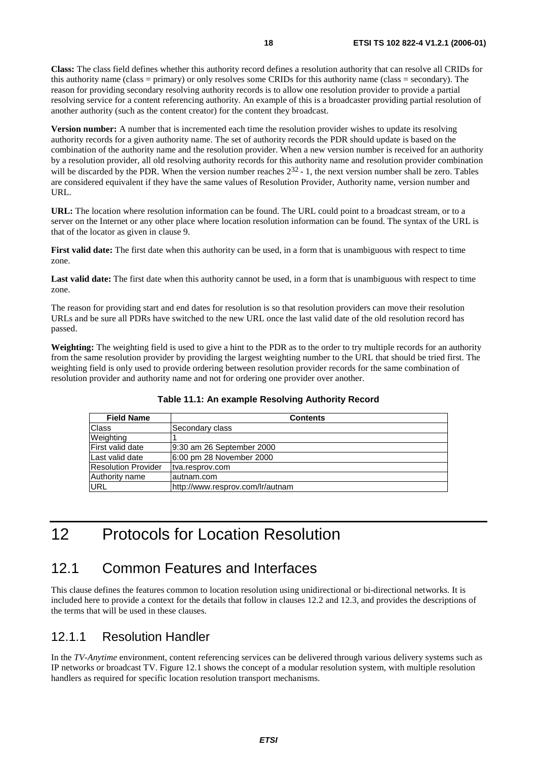**Class:** The class field defines whether this authority record defines a resolution authority that can resolve all CRIDs for this authority name (class = primary) or only resolves some CRIDs for this authority name (class = secondary). The reason for providing secondary resolving authority records is to allow one resolution provider to provide a partial resolving service for a content referencing authority. An example of this is a broadcaster providing partial resolution of another authority (such as the content creator) for the content they broadcast.

**Version number:** A number that is incremented each time the resolution provider wishes to update its resolving authority records for a given authority name. The set of authority records the PDR should update is based on the combination of the authority name and the resolution provider. When a new version number is received for an authority by a resolution provider, all old resolving authority records for this authority name and resolution provider combination will be discarded by the PDR. When the version number reaches $2^{32} - 1$, the next version number shall be zero. Tables are considered equivalent if they have the same values of Resolution Provider, Authority name, version number and URL.

**URL:** The location where resolution information can be found. The URL could point to a broadcast stream, or to a server on the Internet or any other place where location resolution information can be found. The syntax of the URL is that of the locator as given in clause 9.

**First valid date:** The first date when this authority can be used, in a form that is unambiguous with respect to time zone.

**Last valid date:** The first date when this authority cannot be used, in a form that is unambiguous with respect to time zone.

The reason for providing start and end dates for resolution is so that resolution providers can move their resolution URLs and be sure all PDRs have switched to the new URL once the last valid date of the old resolution record has passed.

**Weighting:** The weighting field is used to give a hint to the PDR as to the order to try multiple records for an authority from the same resolution provider by providing the largest weighting number to the URL that should be tried first. The weighting field is only used to provide ordering between resolution provider records for the same combination of resolution provider and authority name and not for ordering one provider over another.

**Table 11.1: An example Resolving Authority Record**

| Field Name | Contents |
|---|---|
| Class | Secondary class |
| Weighting | 1 |
| First valid date | 9:30 am 26 September 2000 |
| Last valid date | 6:00 pm 28 November 2000 |
| Resolution Provider | tva.resprov.com |
| Authority name | autnam.com |
| URL | http://www.resprov.com/lr/autnam |

# 12 Protocols for Location Resolution

## 12.1 Common Features and Interfaces

This clause defines the features common to location resolution using unidirectional or bi-directional networks. It is included here to provide a context for the details that follow in clauses 12.2 and 12.3, and provides the descriptions of the terms that will be used in these clauses.

### 12.1.1 Resolution Handler

In the *TV-Anytime* environment, content referencing services can be delivered through various delivery systems such as IP networks or broadcast TV. Figure 12.1 shows the concept of a modular resolution system, with multiple resolution handlers as required for specific location resolution transport mechanisms.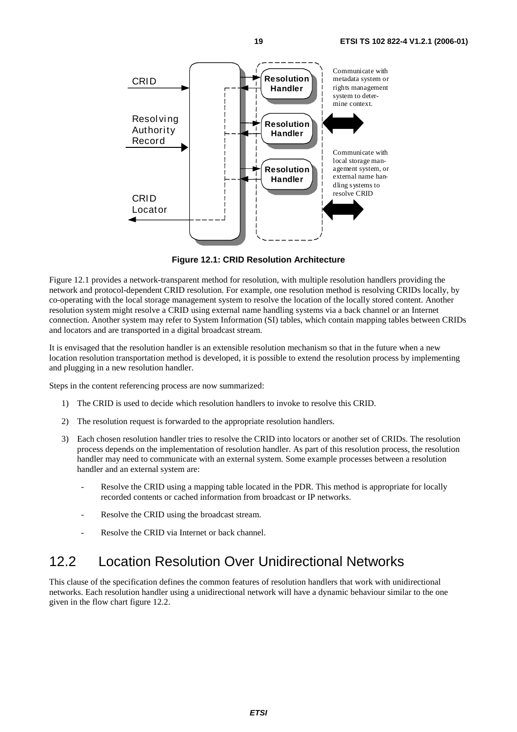CRID

Resolving Authority Record

CRID Locator

Resolution Handler

Resolution Handler

Resolution Handler

Communicate with metadata system or rights management system to determine context.

Communicate with local storage management system, or external name handling systems to resolve CRID

**Figure 12.1: CRID Resolution Architecture**

Figure 12.1 provides a network-transparent method for resolution, with multiple resolution handlers providing the network and protocol-dependent CRID resolution. For example, one resolution method is resolving CRIDs locally, by co-operating with the local storage management system to resolve the location of the locally stored content. Another resolution system might resolve a CRID using external name handling systems via a back channel or an Internet connection. Another system may refer to System Information (SI) tables, which contain mapping tables between CRIDs and locators and are transported in a digital broadcast stream.

It is envisaged that the resolution handler is an extensible resolution mechanism so that in the future when a new location resolution transportation method is developed, it is possible to extend the resolution process by implementing and plugging in a new resolution handler.

Steps in the content referencing process are now summarized:

1) The CRID is used to decide which resolution handlers to invoke to resolve this CRID.

2) The resolution request is forwarded to the appropriate resolution handlers.

3) Each chosen resolution handler tries to resolve the CRID into locators or another set of CRIDs. The resolution process depends on the implementation of resolution handler. As part of this resolution process, the resolution handler may need to communicate with an external system. Some example processes between a resolution handler and an external system are:

   - Resolve the CRID using a mapping table located in the PDR. This method is appropriate for locally recorded contents or cached information from broadcast or IP networks.

   - Resolve the CRID using the broadcast stream.

   - Resolve the CRID via Internet or back channel.

## 12.2 Location Resolution Over Unidirectional Networks

This clause of the specification defines the common features of resolution handlers that work with unidirectional networks. Each resolution handler using a unidirectional network will have a dynamic behaviour similar to the one given in the flow chart figure 12.2.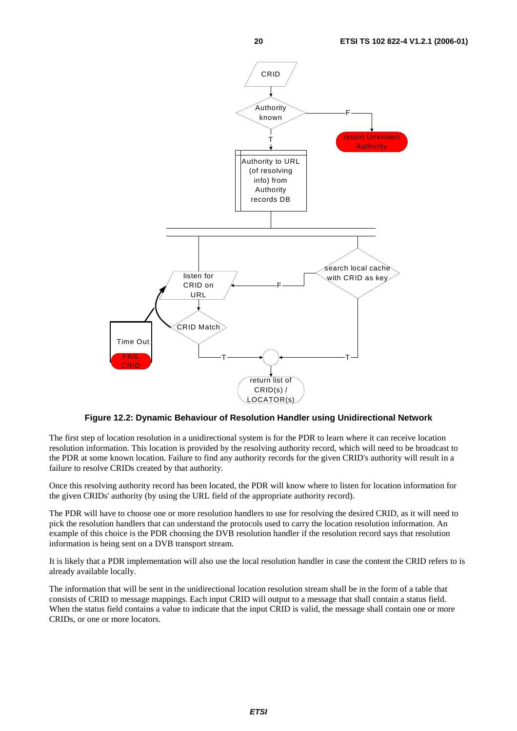CRID

Authority known

F

return Unknown Authority

T

Authority to URL (of resolving info) from Authority records DB

search local cache with CRID as key

F

listen for CRID on URL

CRID Match

Time Out

FAIL CRID

T

T

return list of CRID(s) / LOCATOR(s)

**Figure 12.2: Dynamic Behaviour of Resolution Handler using Unidirectional Network**

The first step of location resolution in a unidirectional system is for the PDR to learn where it can receive location resolution information. This location is provided by the resolving authority record, which will need to be broadcast to the PDR at some known location. Failure to find any authority records for the given CRID's authority will result in a failure to resolve CRIDs created by that authority.

Once this resolving authority record has been located, the PDR will know where to listen for location information for the given CRIDs' authority (by using the URL field of the appropriate authority record).

The PDR will have to choose one or more resolution handlers to use for resolving the desired CRID, as it will need to pick the resolution handlers that can understand the protocols used to carry the location resolution information. An example of this choice is the PDR choosing the DVB resolution handler if the resolution record says that resolution information is being sent on a DVB transport stream.

It is likely that a PDR implementation will also use the local resolution handler in case the content the CRID refers to is already available locally.

The information that will be sent in the unidirectional location resolution stream shall be in the form of a table that consists of CRID to message mappings. Each input CRID will output to a message that shall contain a status field. When the status field contains a value to indicate that the input CRID is valid, the message shall contain one or more CRIDs, or one or more locators.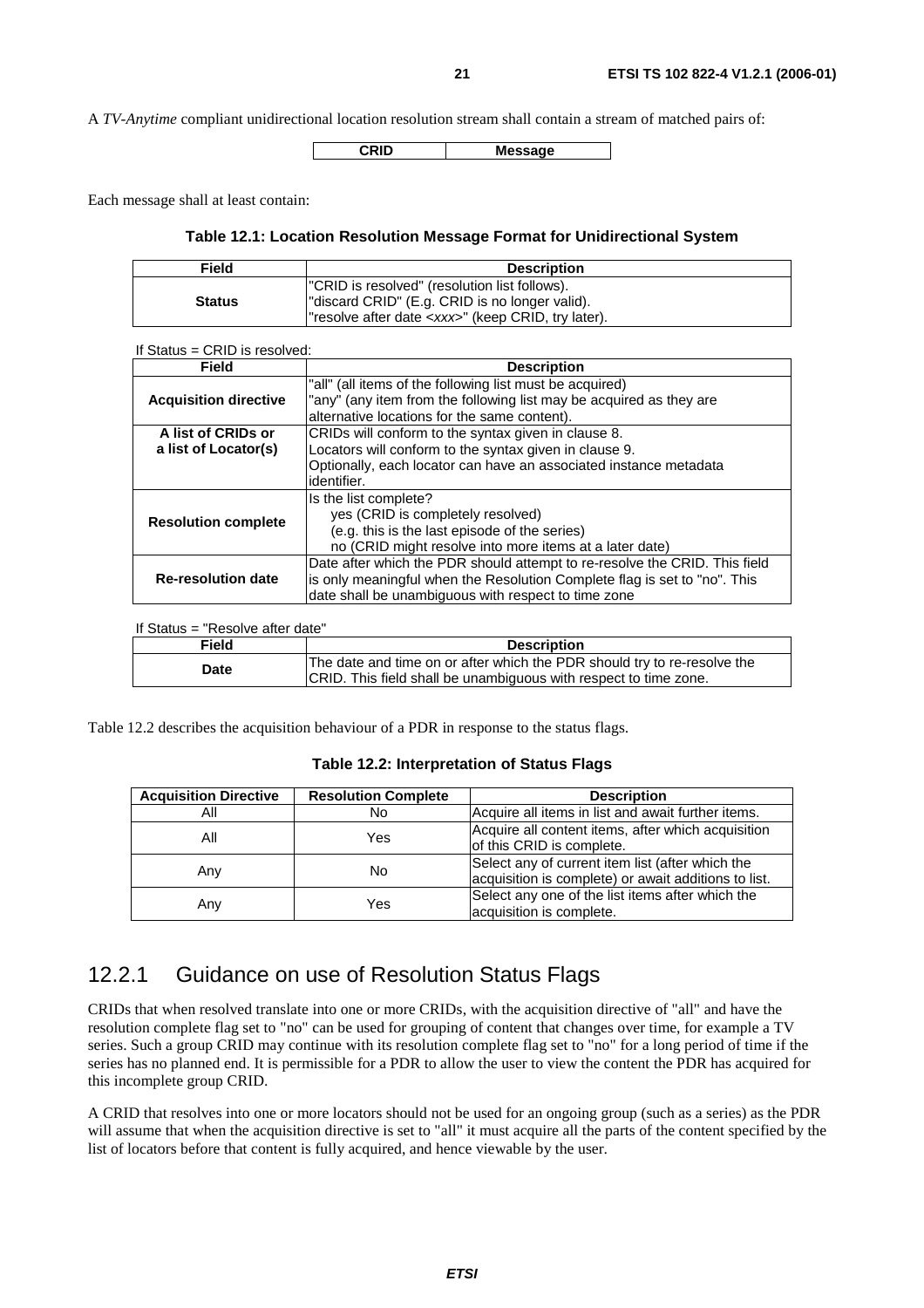A *TV-Anytime* compliant unidirectional location resolution stream shall contain a stream of matched pairs of:

| CRID | Message |
|---|---|

Each message shall at least contain:

**Table 12.1: Location Resolution Message Format for Unidirectional System**

| Field | Description |
|---|---|
| **Status** | "CRID is resolved" (resolution list follows).<br>"discard CRID" (E.g. CRID is no longer valid).<br>"resolve after date <*xxx*>" (keep CRID, try later). |

If Status = CRID is resolved:

| Field | Description |
|---|---|
| **Acquisition directive** | "all" (all items of the following list must be acquired)<br>"any" (any item from the following list may be acquired as they are alternative locations for the same content). |
| **A list of CRIDs or a list of Locator(s)** | CRIDs will conform to the syntax given in clause 8.<br>Locators will conform to the syntax given in clause 9.<br>Optionally, each locator can have an associated instance metadata identifier. |
| **Resolution complete** | Is the list complete?<br>yes (CRID is completely resolved)<br>(e.g. this is the last episode of the series)<br>no (CRID might resolve into more items at a later date) |
| **Re-resolution date** | Date after which the PDR should attempt to re-resolve the CRID. This field is only meaningful when the Resolution Complete flag is set to "no". This date shall be unambiguous with respect to time zone |

If Status = "Resolve after date"

| Field | Description |
|---|---|
| **Date** | The date and time on or after which the PDR should try to re-resolve the CRID. This field shall be unambiguous with respect to time zone. |

Table 12.2 describes the acquisition behaviour of a PDR in response to the status flags.

**Table 12.2: Interpretation of Status Flags**

| Acquisition Directive | Resolution Complete | Description |
|---|---|---|
| All | No | Acquire all items in list and await further items. |
| All | Yes | Acquire all content items, after which acquisition of this CRID is complete. |
| Any | No | Select any of current item list (after which the acquisition is complete) or await additions to list. |
| Any | Yes | Select any one of the list items after which the acquisition is complete. |

## 12.2.1 Guidance on use of Resolution Status Flags

CRIDs that when resolved translate into one or more CRIDs, with the acquisition directive of "all" and have the resolution complete flag set to "no" can be used for grouping of content that changes over time, for example a TV series. Such a group CRID may continue with its resolution complete flag set to "no" for a long period of time if the series has no planned end. It is permissible for a PDR to allow the user to view the content the PDR has acquired for this incomplete group CRID.

A CRID that resolves into one or more locators should not be used for an ongoing group (such as a series) as the PDR will assume that when the acquisition directive is set to "all" it must acquire all the parts of the content specified by the list of locators before that content is fully acquired, and hence viewable by the user.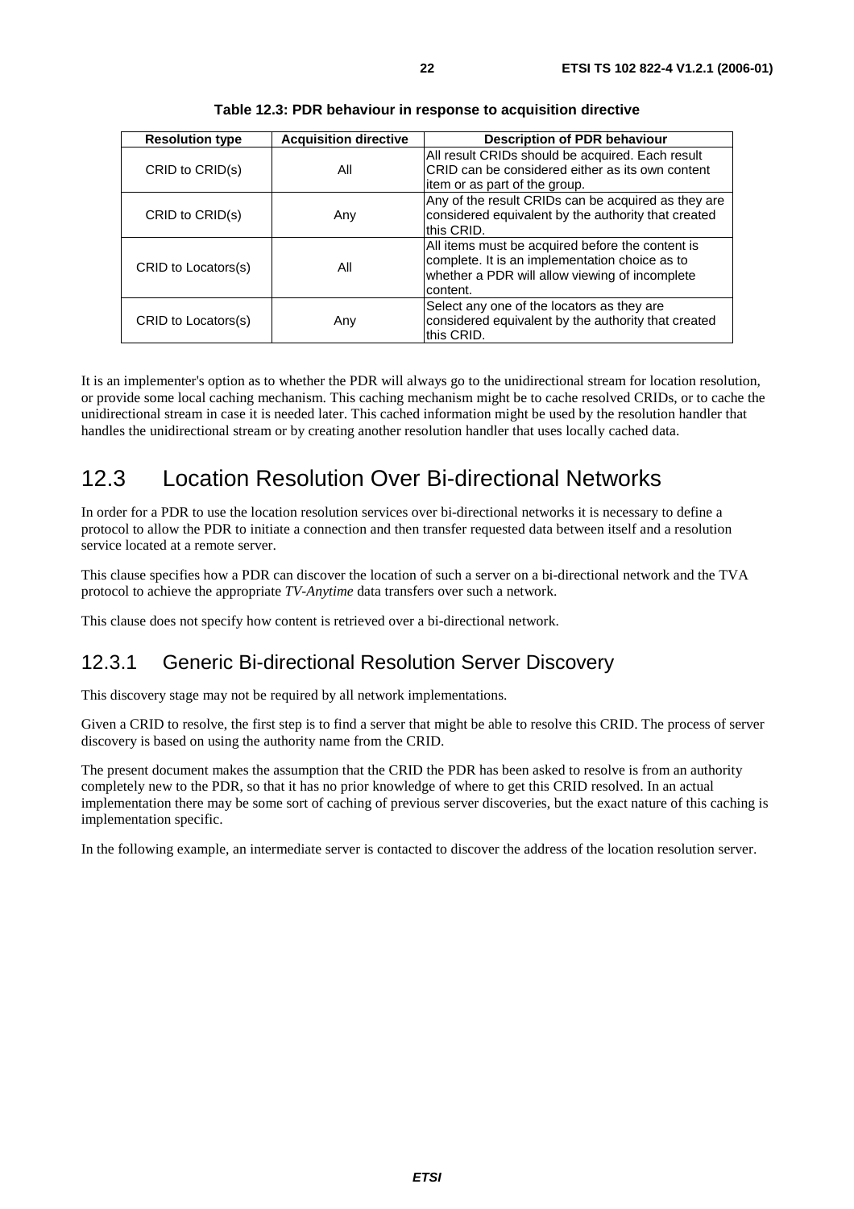**Table 12.3: PDR behaviour in response to acquisition directive**

| Resolution type | Acquisition directive | Description of PDR behaviour |
| --- | --- | --- |
| CRID to CRID(s) | All | All result CRIDs should be acquired. Each result CRID can be considered either as its own content item or as part of the group. |
| CRID to CRID(s) | Any | Any of the result CRIDs can be acquired as they are considered equivalent by the authority that created this CRID. |
| CRID to Locators(s) | All | All items must be acquired before the content is complete. It is an implementation choice as to whether a PDR will allow viewing of incomplete content. |
| CRID to Locators(s) | Any | Select any one of the locators as they are considered equivalent by the authority that created this CRID. |

It is an implementer's option as to whether the PDR will always go to the unidirectional stream for location resolution, or provide some local caching mechanism. This caching mechanism might be to cache resolved CRIDs, or to cache the unidirectional stream in case it is needed later. This cached information might be used by the resolution handler that handles the unidirectional stream or by creating another resolution handler that uses locally cached data.

## 12.3 Location Resolution Over Bi-directional Networks

In order for a PDR to use the location resolution services over bi-directional networks it is necessary to define a protocol to allow the PDR to initiate a connection and then transfer requested data between itself and a resolution service located at a remote server.

This clause specifies how a PDR can discover the location of such a server on a bi-directional network and the TVA protocol to achieve the appropriate *TV-Anytime* data transfers over such a network.

This clause does not specify how content is retrieved over a bi-directional network.

### 12.3.1 Generic Bi-directional Resolution Server Discovery

This discovery stage may not be required by all network implementations.

Given a CRID to resolve, the first step is to find a server that might be able to resolve this CRID. The process of server discovery is based on using the authority name from the CRID.

The present document makes the assumption that the CRID the PDR has been asked to resolve is from an authority completely new to the PDR, so that it has no prior knowledge of where to get this CRID resolved. In an actual implementation there may be some sort of caching of previous server discoveries, but the exact nature of this caching is implementation specific.

In the following example, an intermediate server is contacted to discover the address of the location resolution server.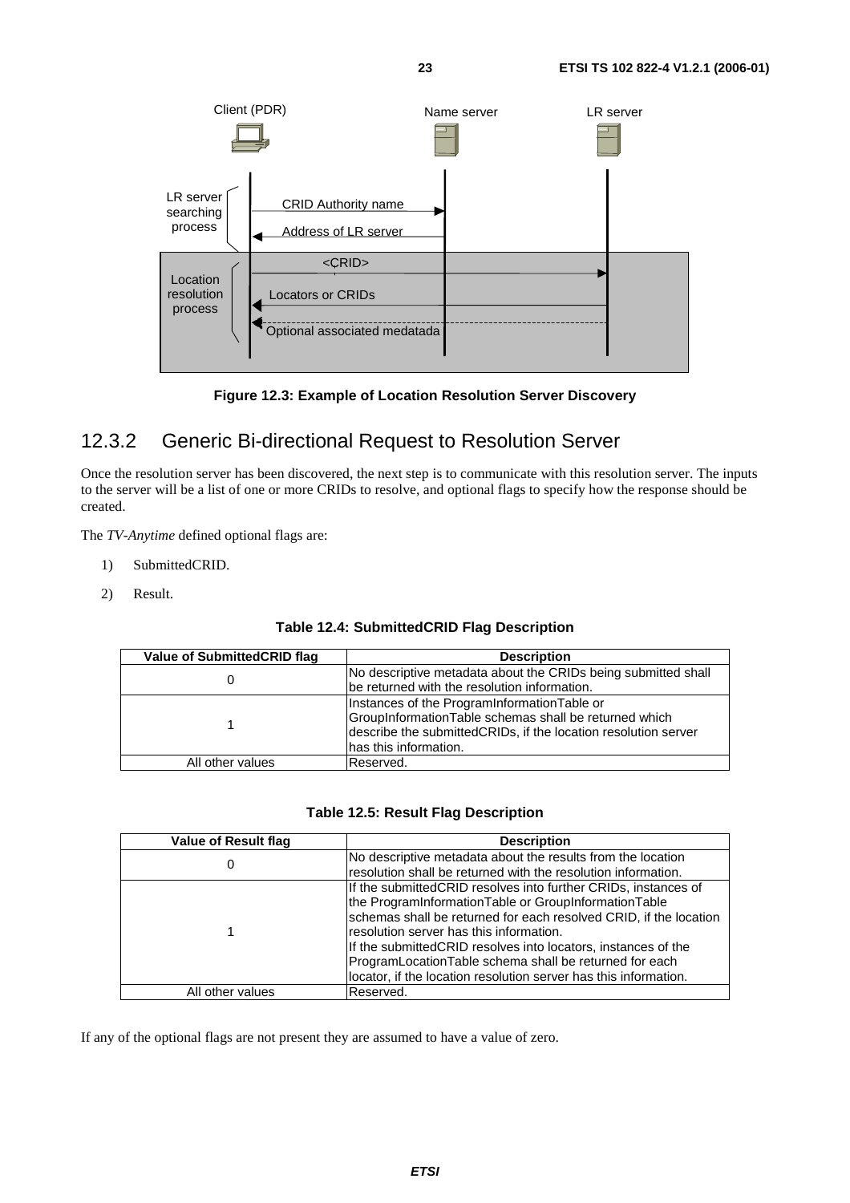Client (PDR)

Name server

LR server

LR server searching process

CRID Authority name

Address of LR server

Location resolution process

<CRID>

Locators or CRIDs

Optional associated medatada

**Figure 12.3: Example of Location Resolution Server Discovery**

### 12.3.2 Generic Bi-directional Request to Resolution Server

Once the resolution server has been discovered, the next step is to communicate with this resolution server. The inputs to the server will be a list of one or more CRIDs to resolve, and optional flags to specify how the response should be created.

The *TV-Anytime* defined optional flags are:

1) SubmittedCRID.

2) Result.

**Table 12.4: SubmittedCRID Flag Description**

| Value of SubmittedCRID flag | Description |
|---|---|
| 0 | No descriptive metadata about the CRIDs being submitted shall be returned with the resolution information. |
| 1 | Instances of the ProgramInformationTable or GroupInformationTable schemas shall be returned which describe the submittedCRIDs, if the location resolution server has this information. |
| All other values | Reserved. |

**Table 12.5: Result Flag Description**

| Value of Result flag | Description |
|---|---|
| 0 | No descriptive metadata about the results from the location resolution shall be returned with the resolution information. |
| 1 | If the submittedCRID resolves into further CRIDs, instances of the ProgramInformationTable or GroupInformationTable schemas shall be returned for each resolved CRID, if the location resolution server has this information.<br>If the submittedCRID resolves into locators, instances of the ProgramLocationTable schema shall be returned for each locator, if the location resolution server has this information. |
| All other values | Reserved. |

If any of the optional flags are not present they are assumed to have a value of zero.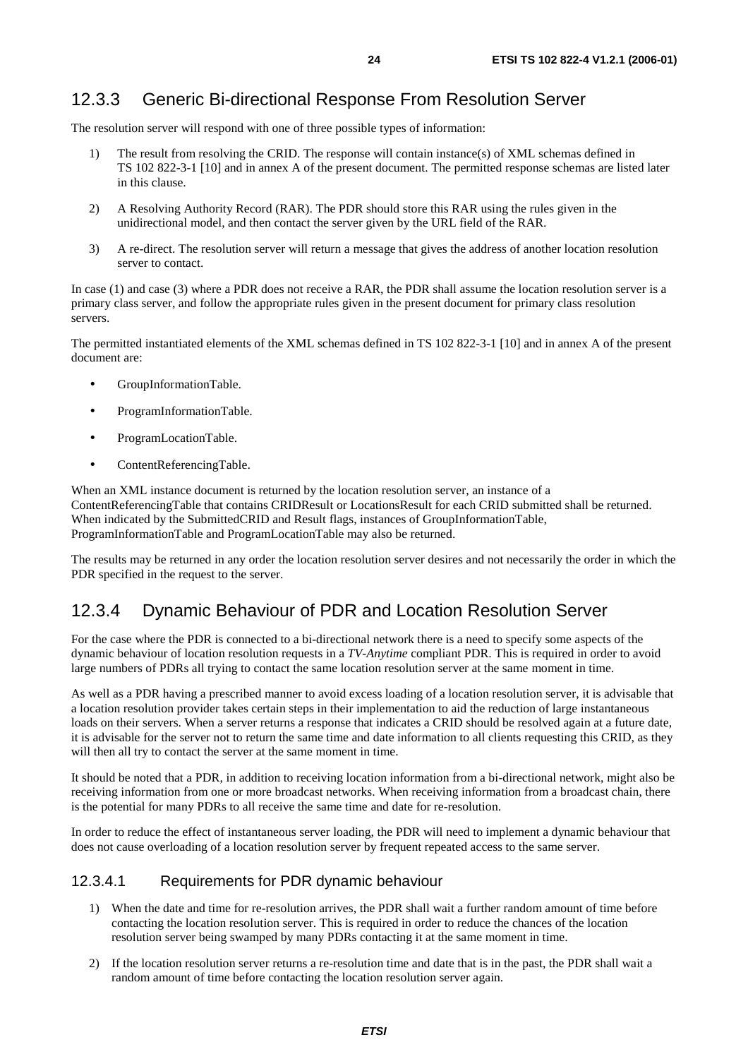### 12.3.3 Generic Bi-directional Response From Resolution Server

The resolution server will respond with one of three possible types of information:

1) The result from resolving the CRID. The response will contain instance(s) of XML schemas defined in TS 102 822-3-1 [10] and in annex A of the present document. The permitted response schemas are listed later in this clause.

2) A Resolving Authority Record (RAR). The PDR should store this RAR using the rules given in the unidirectional model, and then contact the server given by the URL field of the RAR.

3) A re-direct. The resolution server will return a message that gives the address of another location resolution server to contact.

In case (1) and case (3) where a PDR does not receive a RAR, the PDR shall assume the location resolution server is a primary class server, and follow the appropriate rules given in the present document for primary class resolution servers.

The permitted instantiated elements of the XML schemas defined in TS 102 822-3-1 [10] and in annex A of the present document are:

- GroupInformationTable.
- ProgramInformationTable.
- ProgramLocationTable.
- ContentReferencingTable.

When an XML instance document is returned by the location resolution server, an instance of a ContentReferencingTable that contains CRIDResult or LocationsResult for each CRID submitted shall be returned. When indicated by the SubmittedCRID and Result flags, instances of GroupInformationTable, ProgramInformationTable and ProgramLocationTable may also be returned.

The results may be returned in any order the location resolution server desires and not necessarily the order in which the PDR specified in the request to the server.

### 12.3.4 Dynamic Behaviour of PDR and Location Resolution Server

For the case where the PDR is connected to a bi-directional network there is a need to specify some aspects of the dynamic behaviour of location resolution requests in a *TV-Anytime* compliant PDR. This is required in order to avoid large numbers of PDRs all trying to contact the same location resolution server at the same moment in time.

As well as a PDR having a prescribed manner to avoid excess loading of a location resolution server, it is advisable that a location resolution provider takes certain steps in their implementation to aid the reduction of large instantaneous loads on their servers. When a server returns a response that indicates a CRID should be resolved again at a future date, it is advisable for the server not to return the same time and date information to all clients requesting this CRID, as they will then all try to contact the server at the same moment in time.

It should be noted that a PDR, in addition to receiving location information from a bi-directional network, might also be receiving information from one or more broadcast networks. When receiving information from a broadcast chain, there is the potential for many PDRs to all receive the same time and date for re-resolution.

In order to reduce the effect of instantaneous server loading, the PDR will need to implement a dynamic behaviour that does not cause overloading of a location resolution server by frequent repeated access to the same server.

#### 12.3.4.1 Requirements for PDR dynamic behaviour

1) When the date and time for re-resolution arrives, the PDR shall wait a further random amount of time before contacting the location resolution server. This is required in order to reduce the chances of the location resolution server being swamped by many PDRs contacting it at the same moment in time.

2) If the location resolution server returns a re-resolution time and date that is in the past, the PDR shall wait a random amount of time before contacting the location resolution server again.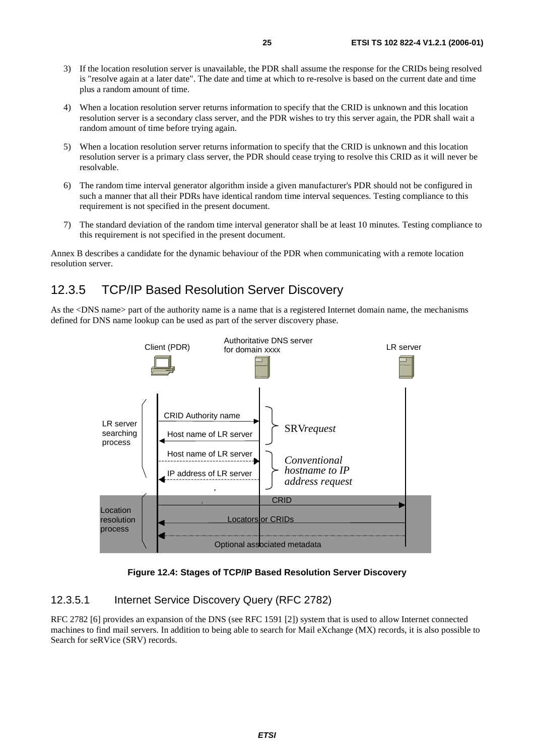3) If the location resolution server is unavailable, the PDR shall assume the response for the CRIDs being resolved is "resolve again at a later date". The date and time at which to re-resolve is based on the current date and time plus a random amount of time.

4) When a location resolution server returns information to specify that the CRID is unknown and this location resolution server is a secondary class server, and the PDR wishes to try this server again, the PDR shall wait a random amount of time before trying again.

5) When a location resolution server returns information to specify that the CRID is unknown and this location resolution server is a primary class server, the PDR should cease trying to resolve this CRID as it will never be resolvable.

6) The random time interval generator algorithm inside a given manufacturer's PDR should not be configured in such a manner that all their PDRs have identical random time interval sequences. Testing compliance to this requirement is not specified in the present document.

7) The standard deviation of the random time interval generator shall be at least 10 minutes. Testing compliance to this requirement is not specified in the present document.

Annex B describes a candidate for the dynamic behaviour of the PDR when communicating with a remote location resolution server.

## 12.3.5 TCP/IP Based Resolution Server Discovery

As the <DNS name> part of the authority name is a name that is a registered Internet domain name, the mechanisms defined for DNS name lookup can be used as part of the server discovery phase.

Client (PDR)

Authoritative DNS server for domain xxxx

LR server

LR server searching process

CRID Authority name

Host name of LR server

SRV*request*

Host name of LR server

IP address of LR server

*Conventional hostname to IP address request*

Location resolution process

CRID

Locators or CRIDs

Optional associated metadata

**Figure 12.4: Stages of TCP/IP Based Resolution Server Discovery**

### 12.3.5.1 Internet Service Discovery Query (RFC 2782)

RFC 2782 [6] provides an expansion of the DNS (see RFC 1591 [2]) system that is used to allow Internet connected machines to find mail servers. In addition to being able to search for Mail eXchange (MX) records, it is also possible to Search for seRVice (SRV) records.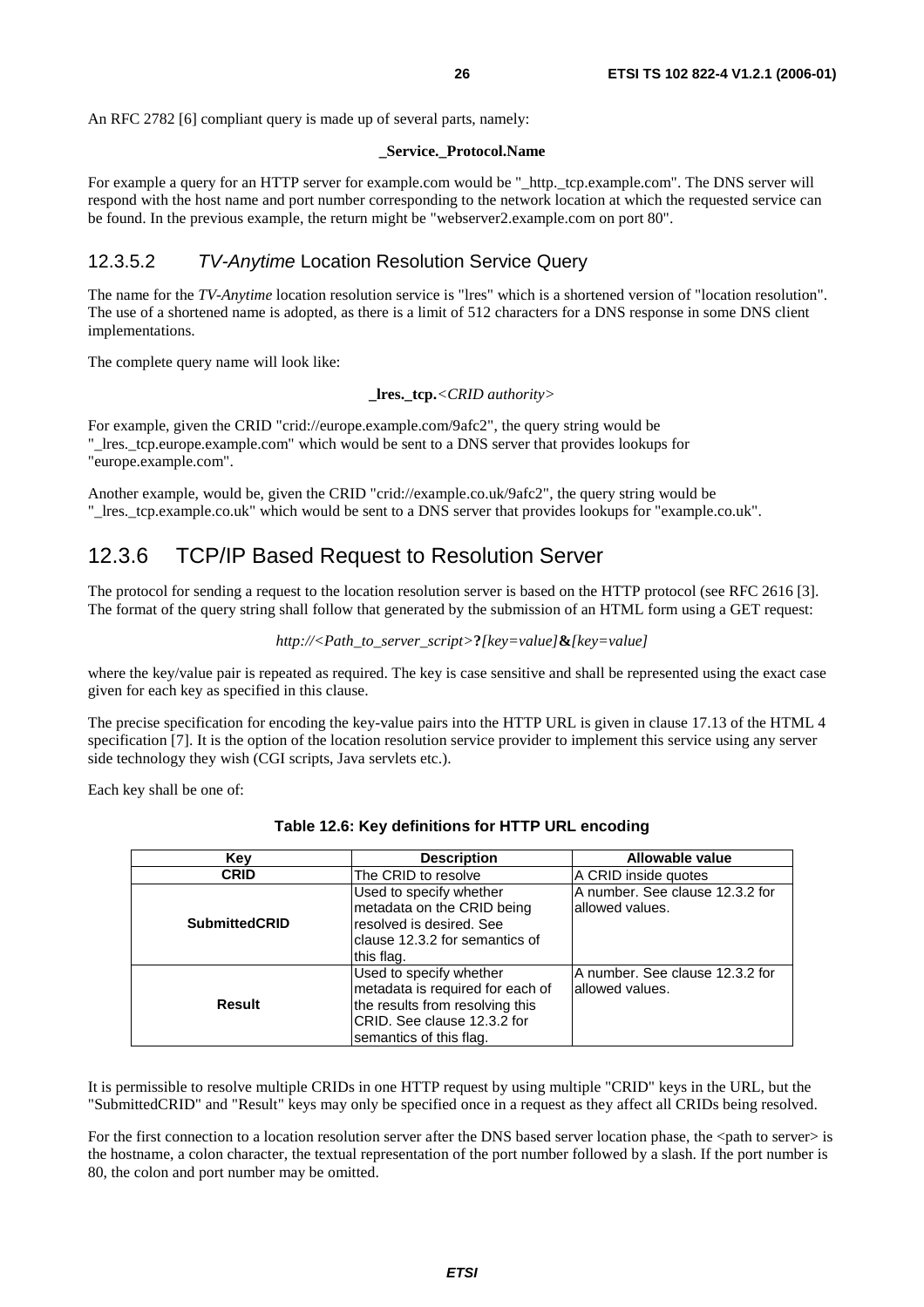An RFC 2782 [6] compliant query is made up of several parts, namely:

**_Service._Protocol.Name**

For example a query for an HTTP server for example.com would be "_http._tcp.example.com". The DNS server will respond with the host name and port number corresponding to the network location at which the requested service can be found. In the previous example, the return might be "webserver2.example.com on port 80".

### 12.3.5.2 *TV-Anytime* Location Resolution Service Query

The name for the *TV-Anytime* location resolution service is "lres" which is a shortened version of "location resolution". The use of a shortened name is adopted, as there is a limit of 512 characters for a DNS response in some DNS client implementations.

The complete query name will look like:

**_lres._tcp.***<CRID authority>*

For example, given the CRID "crid://europe.example.com/9afc2", the query string would be "_lres._tcp.europe.example.com" which would be sent to a DNS server that provides lookups for "europe.example.com".

Another example, would be, given the CRID "crid://example.co.uk/9afc2", the query string would be "_lres._tcp.example.co.uk" which would be sent to a DNS server that provides lookups for "example.co.uk".

## 12.3.6 TCP/IP Based Request to Resolution Server

The protocol for sending a request to the location resolution server is based on the HTTP protocol (see RFC 2616 [3]. The format of the query string shall follow that generated by the submission of an HTML form using a GET request:

*http://<Path_to_server_script>***?***[key=value]***&***[key=value]*

where the key/value pair is repeated as required. The key is case sensitive and shall be represented using the exact case given for each key as specified in this clause.

The precise specification for encoding the key-value pairs into the HTTP URL is given in clause 17.13 of the HTML 4 specification [7]. It is the option of the location resolution service provider to implement this service using any server side technology they wish (CGI scripts, Java servlets etc.).

Each key shall be one of:

**Table 12.6: Key definitions for HTTP URL encoding**

| Key | Description | Allowable value |
|---|---|---|
| **CRID** | The CRID to resolve | A CRID inside quotes |
| **SubmittedCRID** | Used to specify whether metadata on the CRID being resolved is desired. See clause 12.3.2 for semantics of this flag. | A number. See clause 12.3.2 for allowed values. |
| **Result** | Used to specify whether metadata is required for each of the results from resolving this CRID. See clause 12.3.2 for semantics of this flag. | A number. See clause 12.3.2 for allowed values. |

It is permissible to resolve multiple CRIDs in one HTTP request by using multiple "CRID" keys in the URL, but the "SubmittedCRID" and "Result" keys may only be specified once in a request as they affect all CRIDs being resolved.

For the first connection to a location resolution server after the DNS based server location phase, the <path to server> is the hostname, a colon character, the textual representation of the port number followed by a slash. If the port number is 80, the colon and port number may be omitted.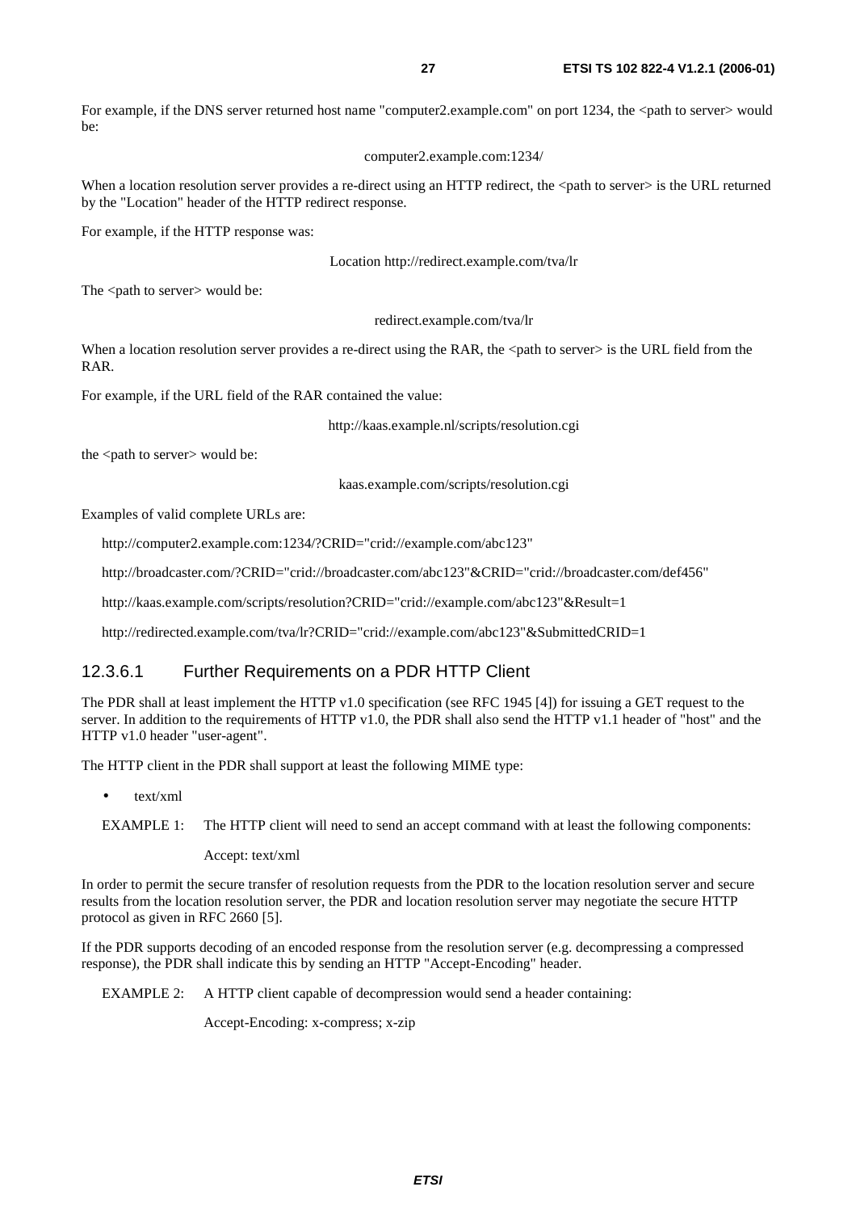For example, if the DNS server returned host name "computer2.example.com" on port 1234, the <path to server> would be:

computer2.example.com:1234/

When a location resolution server provides a re-direct using an HTTP redirect, the <path to server> is the URL returned by the "Location" header of the HTTP redirect response.

For example, if the HTTP response was:

Location http://redirect.example.com/tva/lr

The <path to server> would be:

redirect.example.com/tva/lr

When a location resolution server provides a re-direct using the RAR, the <path to server> is the URL field from the RAR.

For example, if the URL field of the RAR contained the value:

http://kaas.example.nl/scripts/resolution.cgi

the <path to server> would be:

kaas.example.com/scripts/resolution.cgi

Examples of valid complete URLs are:

http://computer2.example.com:1234/?CRID="crid://example.com/abc123"

http://broadcaster.com/?CRID="crid://broadcaster.com/abc123"&CRID="crid://broadcaster.com/def456"

http://kaas.example.com/scripts/resolution?CRID="crid://example.com/abc123"&Result=1

http://redirected.example.com/tva/lr?CRID="crid://example.com/abc123"&SubmittedCRID=1

### 12.3.6.1 Further Requirements on a PDR HTTP Client

The PDR shall at least implement the HTTP v1.0 specification (see RFC 1945 [4]) for issuing a GET request to the server. In addition to the requirements of HTTP v1.0, the PDR shall also send the HTTP v1.1 header of "host" and the HTTP v1.0 header "user-agent".

The HTTP client in the PDR shall support at least the following MIME type:

- text/xml

EXAMPLE 1: The HTTP client will need to send an accept command with at least the following components:

Accept: text/xml

In order to permit the secure transfer of resolution requests from the PDR to the location resolution server and secure results from the location resolution server, the PDR and location resolution server may negotiate the secure HTTP protocol as given in RFC 2660 [5].

If the PDR supports decoding of an encoded response from the resolution server (e.g. decompressing a compressed response), the PDR shall indicate this by sending an HTTP "Accept-Encoding" header.

EXAMPLE 2: A HTTP client capable of decompression would send a header containing:

Accept-Encoding: x-compress; x-zip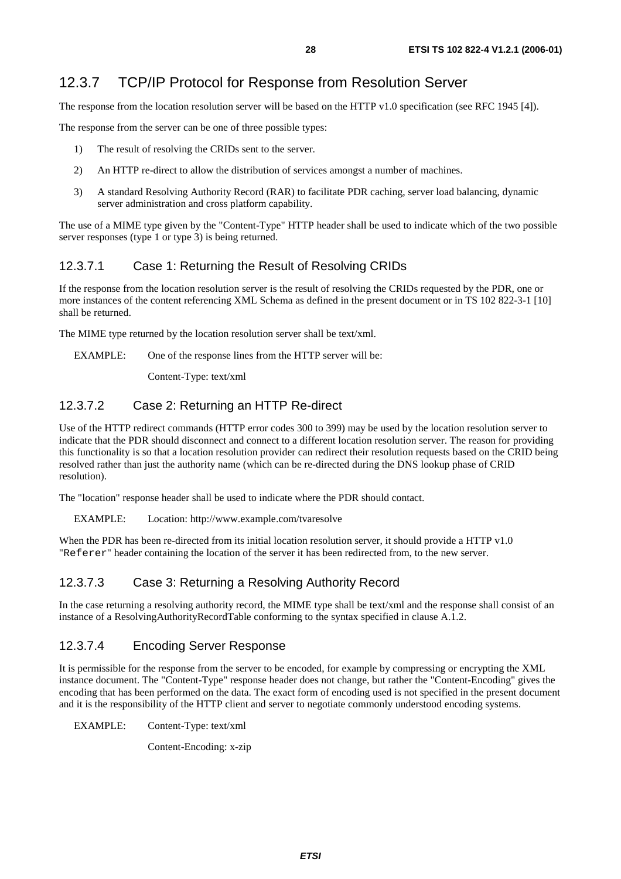### 12.3.7 TCP/IP Protocol for Response from Resolution Server

The response from the location resolution server will be based on the HTTP v1.0 specification (see RFC 1945 [4]).

The response from the server can be one of three possible types:

1) The result of resolving the CRIDs sent to the server.

2) An HTTP re-direct to allow the distribution of services amongst a number of machines.

3) A standard Resolving Authority Record (RAR) to facilitate PDR caching, server load balancing, dynamic server administration and cross platform capability.

The use of a MIME type given by the "Content-Type" HTTP header shall be used to indicate which of the two possible server responses (type 1 or type 3) is being returned.

#### 12.3.7.1 Case 1: Returning the Result of Resolving CRIDs

If the response from the location resolution server is the result of resolving the CRIDs requested by the PDR, one or more instances of the content referencing XML Schema as defined in the present document or in TS 102 822-3-1 [10] shall be returned.

The MIME type returned by the location resolution server shall be text/xml.

EXAMPLE: One of the response lines from the HTTP server will be:

Content-Type: text/xml

#### 12.3.7.2 Case 2: Returning an HTTP Re-direct

Use of the HTTP redirect commands (HTTP error codes 300 to 399) may be used by the location resolution server to indicate that the PDR should disconnect and connect to a different location resolution server. The reason for providing this functionality is so that a location resolution provider can redirect their resolution requests based on the CRID being resolved rather than just the authority name (which can be re-directed during the DNS lookup phase of CRID resolution).

The "location" response header shall be used to indicate where the PDR should contact.

EXAMPLE: Location: http://www.example.com/tvaresolve

When the PDR has been re-directed from its initial location resolution server, it should provide a HTTP v1.0 "`Referer`" header containing the location of the server it has been redirected from, to the new server.

#### 12.3.7.3 Case 3: Returning a Resolving Authority Record

In the case returning a resolving authority record, the MIME type shall be text/xml and the response shall consist of an instance of a ResolvingAuthorityRecordTable conforming to the syntax specified in clause A.1.2.

#### 12.3.7.4 Encoding Server Response

It is permissible for the response from the server to be encoded, for example by compressing or encrypting the XML instance document. The "Content-Type" response header does not change, but rather the "Content-Encoding" gives the encoding that has been performed on the data. The exact form of encoding used is not specified in the present document and it is the responsibility of the HTTP client and server to negotiate commonly understood encoding systems.

EXAMPLE: Content-Type: text/xml

Content-Encoding: x-zip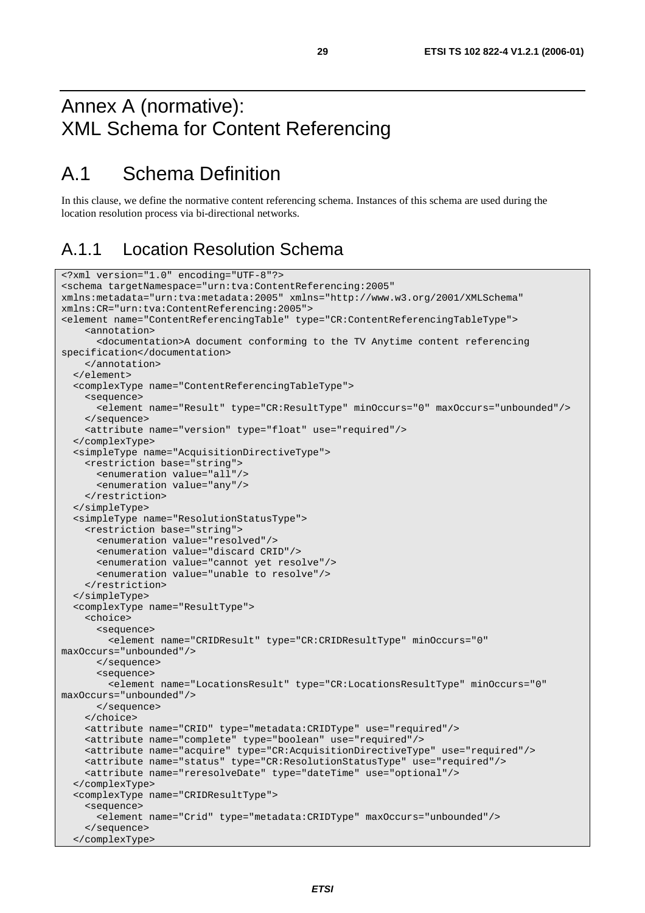# Annex A (normative): XML Schema for Content Referencing

# A.1 Schema Definition

In this clause, we define the normative content referencing schema. Instances of this schema are used during the location resolution process via bi-directional networks.

## A.1.1 Location Resolution Schema

```
<?xml version="1.0" encoding="UTF-8"?>
<schema targetNamespace="urn:tva:ContentReferencing:2005"
xmlns:metadata="urn:tva:metadata:2005" xmlns="http://www.w3.org/2001/XMLSchema"
xmlns:CR="urn:tva:ContentReferencing:2005">
<element name="ContentReferencingTable" type="CR:ContentReferencingTableType">
    <annotation>
      <documentation>A document conforming to the TV Anytime content referencing
specification</documentation>
    </annotation>
  </element>
  <complexType name="ContentReferencingTableType">
    <sequence>
      <element name="Result" type="CR:ResultType" minOccurs="0" maxOccurs="unbounded"/>
    </sequence>
    <attribute name="version" type="float" use="required"/>
  </complexType>
  <simpleType name="AcquisitionDirectiveType">
    <restriction base="string">
      <enumeration value="all"/>
      <enumeration value="any"/>
    </restriction>
  </simpleType>
  <simpleType name="ResolutionStatusType">
    <restriction base="string">
      <enumeration value="resolved"/>
      <enumeration value="discard CRID"/>
      <enumeration value="cannot yet resolve"/>
      <enumeration value="unable to resolve"/>
    </restriction>
  </simpleType>
  <complexType name="ResultType">
    <choice>
      <sequence>
        <element name="CRIDResult" type="CR:CRIDResultType" minOccurs="0"
maxOccurs="unbounded"/>
      </sequence>
      <sequence>
        <element name="LocationsResult" type="CR:LocationsResultType" minOccurs="0"
maxOccurs="unbounded"/>
      </sequence>
    </choice>
    <attribute name="CRID" type="metadata:CRIDType" use="required"/>
    <attribute name="complete" type="boolean" use="required"/>
    <attribute name="acquire" type="CR:AcquisitionDirectiveType" use="required"/>
    <attribute name="status" type="CR:ResolutionStatusType" use="required"/>
    <attribute name="reresolveDate" type="dateTime" use="optional"/>
  </complexType>
  <complexType name="CRIDResultType">
    <sequence>
      <element name="Crid" type="metadata:CRIDType" maxOccurs="unbounded"/>
    </sequence>
  </complexType>
```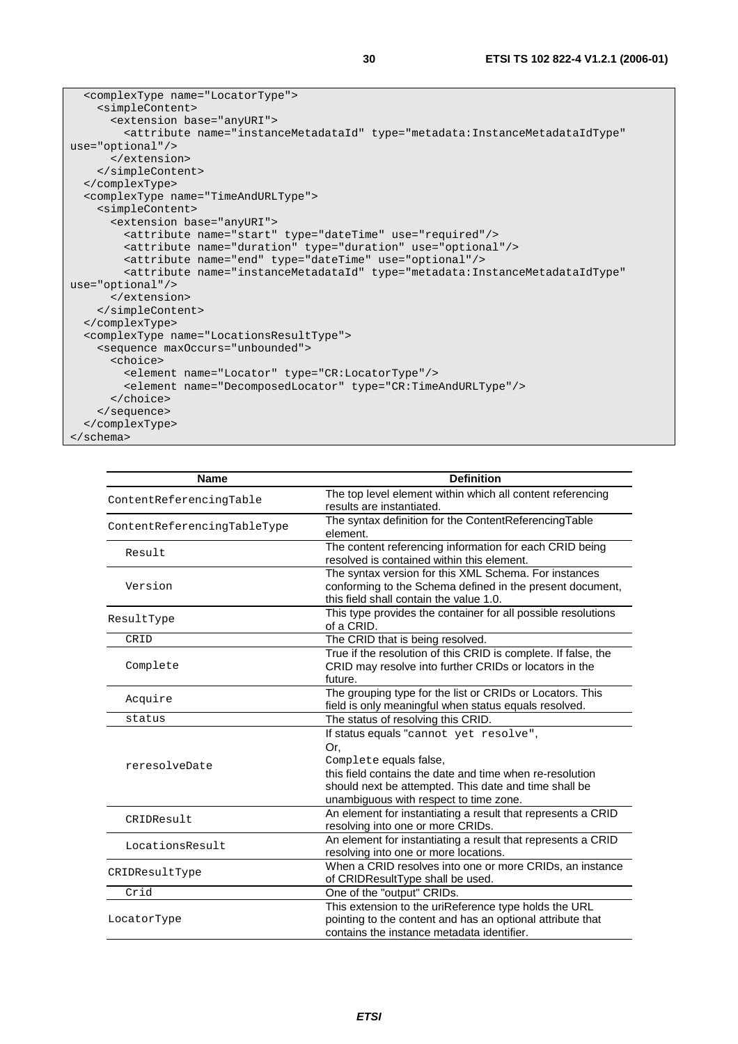```
  <complexType name="LocatorType">
    <simpleContent>
      <extension base="anyURI">
        <attribute name="instanceMetadataId" type="metadata:InstanceMetadataIdType"
use="optional"/>
      </extension>
    </simpleContent>
  </complexType>
  <complexType name="TimeAndURLType">
    <simpleContent>
      <extension base="anyURI">
        <attribute name="start" type="dateTime" use="required"/>
        <attribute name="duration" type="duration" use="optional"/>
        <attribute name="end" type="dateTime" use="optional"/>
        <attribute name="instanceMetadataId" type="metadata:InstanceMetadataIdType"
use="optional"/>
      </extension>
    </simpleContent>
  </complexType>
  <complexType name="LocationsResultType">
    <sequence maxOccurs="unbounded">
      <choice>
        <element name="Locator" type="CR:LocatorType"/>
        <element name="DecomposedLocator" type="CR:TimeAndURLType"/>
      </choice>
    </sequence>
  </complexType>
</schema>
```

| Name | Definition |
|---|---|
| ContentReferencingTable | The top level element within which all content referencing results are instantiated. |
| ContentReferencingTableType | The syntax definition for the ContentReferencingTable element. |
| Result | The content referencing information for each CRID being resolved is contained within this element. |
| Version | The syntax version for this XML Schema. For instances conforming to the Schema defined in the present document, this field shall contain the value 1.0. |
| ResultType | This type provides the container for all possible resolutions of a CRID. |
| CRID | The CRID that is being resolved. |
| Complete | True if the resolution of this CRID is complete. If false, the CRID may resolve into further CRIDs or locators in the future. |
| Acquire | The grouping type for the list or CRIDs or Locators. This field is only meaningful when status equals resolved. |
| status | The status of resolving this CRID. |
| reresolveDate | If status equals "cannot yet resolve", Or, Complete equals false, this field contains the date and time when re-resolution should next be attempted. This date and time shall be unambiguous with respect to time zone. |
| CRIDResult | An element for instantiating a result that represents a CRID resolving into one or more CRIDs. |
| LocationsResult | An element for instantiating a result that represents a CRID resolving into one or more locations. |
| CRIDResultType | When a CRID resolves into one or more CRIDs, an instance of CRIDResultType shall be used. |
| Crid | One of the "output" CRIDs. |
| LocatorType | This extension to the uriReference type holds the URL pointing to the content and has an optional attribute that contains the instance metadata identifier. |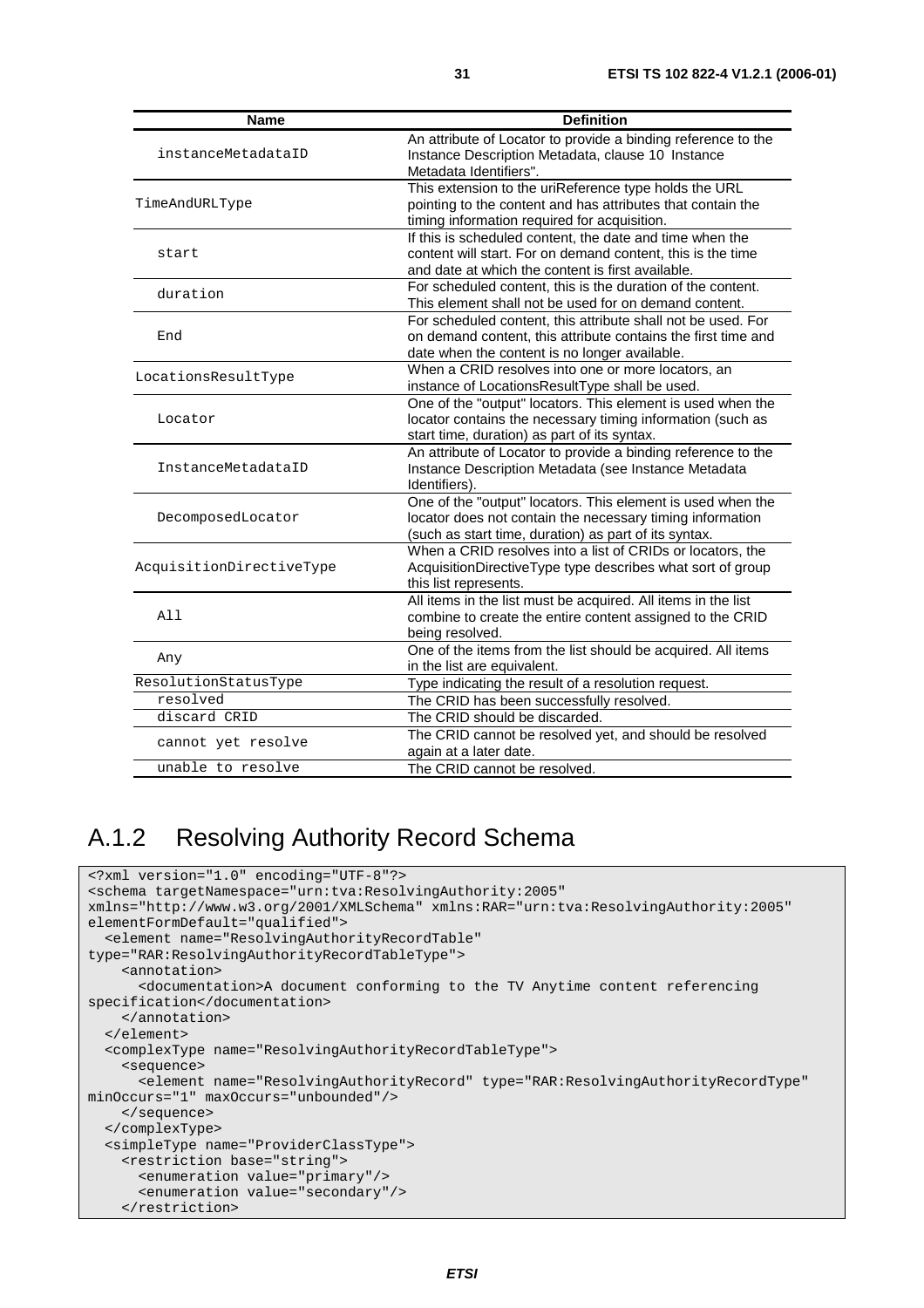| Name | Definition |
| --- | --- |
| instanceMetadataID | An attribute of Locator to provide a binding reference to the Instance Description Metadata, clause 10 Instance Metadata Identifiers". |
| TimeAndURLType | This extension to the uriReference type holds the URL pointing to the content and has attributes that contain the timing information required for acquisition. |
| start | If this is scheduled content, the date and time when the content will start. For on demand content, this is the time and date at which the content is first available. |
| duration | For scheduled content, this is the duration of the content. This element shall not be used for on demand content. |
| End | For scheduled content, this attribute shall not be used. For on demand content, this attribute contains the first time and date when the content is no longer available. |
| LocationsResultType | When a CRID resolves into one or more locators, an instance of LocationsResultType shall be used. |
| Locator | One of the "output" locators. This element is used when the locator contains the necessary timing information (such as start time, duration) as part of its syntax. |
| InstanceMetadataID | An attribute of Locator to provide a binding reference to the Instance Description Metadata (see Instance Metadata Identifiers). |
| DecomposedLocator | One of the "output" locators. This element is used when the locator does not contain the necessary timing information (such as start time, duration) as part of its syntax. |
| AcquisitionDirectiveType | When a CRID resolves into a list of CRIDs or locators, the AcquisitionDirectiveType type describes what sort of group this list represents. |
| All | All items in the list must be acquired. All items in the list combine to create the entire content assigned to the CRID being resolved. |
| Any | One of the items from the list should be acquired. All items in the list are equivalent. |
| ResolutionStatusType | Type indicating the result of a resolution request. |
| resolved | The CRID has been successfully resolved. |
| discard CRID | The CRID should be discarded. |
| cannot yet resolve | The CRID cannot be resolved yet, and should be resolved again at a later date. |
| unable to resolve | The CRID cannot be resolved. |

## A.1.2 Resolving Authority Record Schema

```
<?xml version="1.0" encoding="UTF-8"?>
<schema targetNamespace="urn:tva:ResolvingAuthority:2005"
xmlns="http://www.w3.org/2001/XMLSchema" xmlns:RAR="urn:tva:ResolvingAuthority:2005"
elementFormDefault="qualified">
  <element name="ResolvingAuthorityRecordTable"
type="RAR:ResolvingAuthorityRecordTableType">
    <annotation>
      <documentation>A document conforming to the TV Anytime content referencing
specification</documentation>
    </annotation>
  </element>
  <complexType name="ResolvingAuthorityRecordTableType">
    <sequence>
      <element name="ResolvingAuthorityRecord" type="RAR:ResolvingAuthorityRecordType"
minOccurs="1" maxOccurs="unbounded"/>
    </sequence>
  </complexType>
  <simpleType name="ProviderClassType">
    <restriction base="string">
      <enumeration value="primary"/>
      <enumeration value="secondary"/>
    </restriction>
```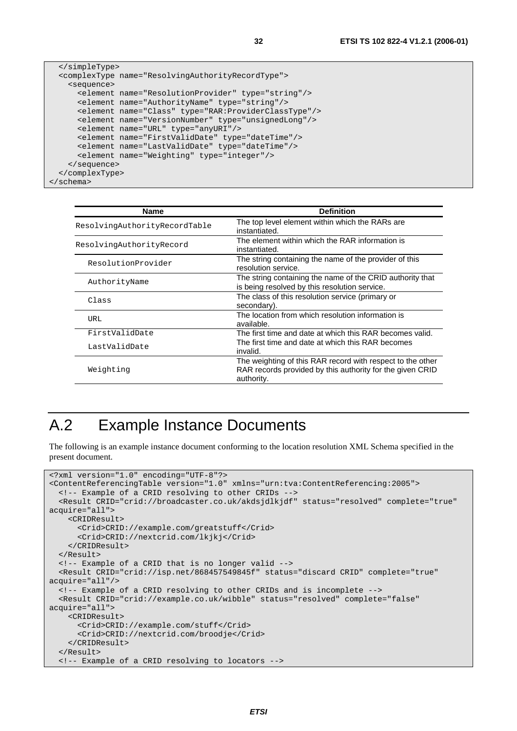```
  </simpleType>
  <complexType name="ResolvingAuthorityRecordType">
    <sequence>
      <element name="ResolutionProvider" type="string"/>
      <element name="AuthorityName" type="string"/>
      <element name="Class" type="RAR:ProviderClassType"/>
      <element name="VersionNumber" type="unsignedLong"/>
      <element name="URL" type="anyURI"/>
      <element name="FirstValidDate" type="dateTime"/>
      <element name="LastValidDate" type="dateTime"/>
      <element name="Weighting" type="integer"/>
    </sequence>
  </complexType>
</schema>
```

| Name | Definition |
|---|---|
| ResolvingAuthorityRecordTable | The top level element within which the RARs are instantiated. |
| ResolvingAuthorityRecord | The element within which the RAR information is instantiated. |
| ResolutionProvider | The string containing the name of the provider of this resolution service. |
| AuthorityName | The string containing the name of the CRID authority that is being resolved by this resolution service. |
| Class | The class of this resolution service (primary or secondary). |
| URL | The location from which resolution information is available. |
| FirstValidDate | The first time and date at which this RAR becomes valid. |
| LastValidDate | The first time and date at which this RAR becomes invalid. |
| Weighting | The weighting of this RAR record with respect to the other RAR records provided by this authority for the given CRID authority. |

# A.2 Example Instance Documents

The following is an example instance document conforming to the location resolution XML Schema specified in the present document.

```
<?xml version="1.0" encoding="UTF-8"?>
<ContentReferencingTable version="1.0" xmlns="urn:tva:ContentReferencing:2005">
  <!-- Example of a CRID resolving to other CRIDs -->
  <Result CRID="crid://broadcaster.co.uk/akdsjdlkjdf" status="resolved" complete="true"
acquire="all">
    <CRIDResult>
      <Crid>CRID://example.com/greatstuff</Crid>
      <Crid>CRID://nextcrid.com/lkjkj</Crid>
    </CRIDResult>
  </Result>
  <!-- Example of a CRID that is no longer valid -->
  <Result CRID="crid://isp.net/868457549845f" status="discard CRID" complete="true"
acquire="all"/>
  <!-- Example of a CRID resolving to other CRIDs and is incomplete -->
  <Result CRID="crid://example.co.uk/wibble" status="resolved" complete="false"
acquire="all">
    <CRIDResult>
      <Crid>CRID://example.com/stuff</Crid>
      <Crid>CRID://nextcrid.com/broodje</Crid>
    </CRIDResult>
  </Result>
  <!-- Example of a CRID resolving to locators -->
```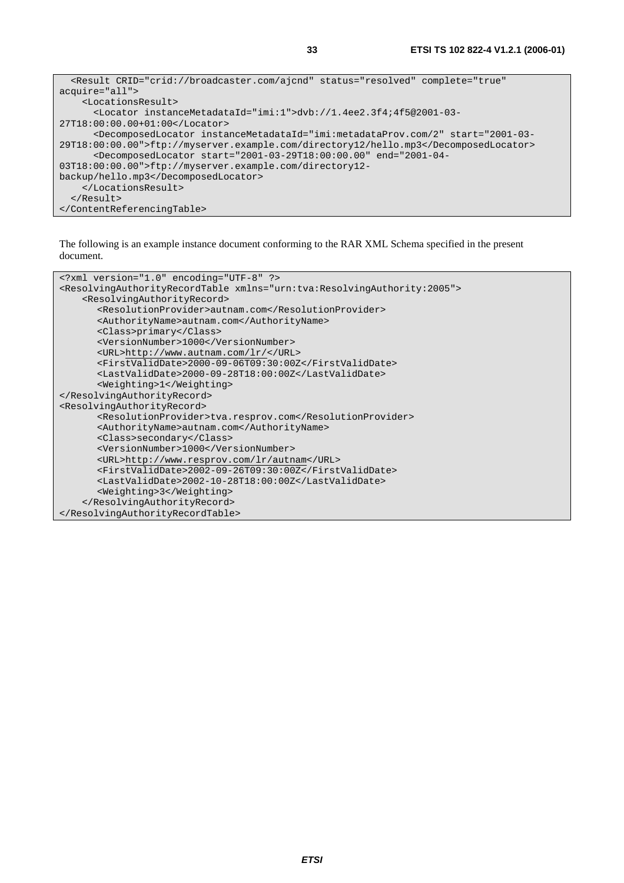```
  <Result CRID="crid://broadcaster.com/ajcnd" status="resolved" complete="true" 
acquire="all">
    <LocationsResult>
      <Locator instanceMetadataId="imi:1">dvb://1.4ee2.3f4;4f5@2001-03-
27T18:00:00.00+01:00</Locator>
      <DecomposedLocator instanceMetadataId="imi:metadataProv.com/2" start="2001-03-
29T18:00:00.00">ftp://myserver.example.com/directory12/hello.mp3</DecomposedLocator>
      <DecomposedLocator start="2001-03-29T18:00:00.00" end="2001-04-
03T18:00:00.00">ftp://myserver.example.com/directory12-
backup/hello.mp3</DecomposedLocator>
    </LocationsResult>
  </Result>
</ContentReferencingTable>
```

The following is an example instance document conforming to the RAR XML Schema specified in the present document.

```
<?xml version="1.0" encoding="UTF-8" ?>
<ResolvingAuthorityRecordTable xmlns="urn:tva:ResolvingAuthority:2005">
    <ResolvingAuthorityRecord>
       <ResolutionProvider>autnam.com</ResolutionProvider>
       <AuthorityName>autnam.com</AuthorityName>
       <Class>primary</Class>
       <VersionNumber>1000</VersionNumber>
       <URL>http://www.autnam.com/lr/</URL>
       <FirstValidDate>2000-09-06T09:30:00Z</FirstValidDate>
       <LastValidDate>2000-09-28T18:00:00Z</LastValidDate>
       <Weighting>1</Weighting>
</ResolvingAuthorityRecord>
<ResolvingAuthorityRecord>
       <ResolutionProvider>tva.resprov.com</ResolutionProvider>
       <AuthorityName>autnam.com</AuthorityName>
       <Class>secondary</Class>
       <VersionNumber>1000</VersionNumber>
       <URL>http://www.resprov.com/lr/autnam</URL>
       <FirstValidDate>2002-09-26T09:30:00Z</FirstValidDate>
       <LastValidDate>2002-10-28T18:00:00Z</LastValidDate>
       <Weighting>3</Weighting>
    </ResolvingAuthorityRecord>
</ResolvingAuthorityRecordTable>
```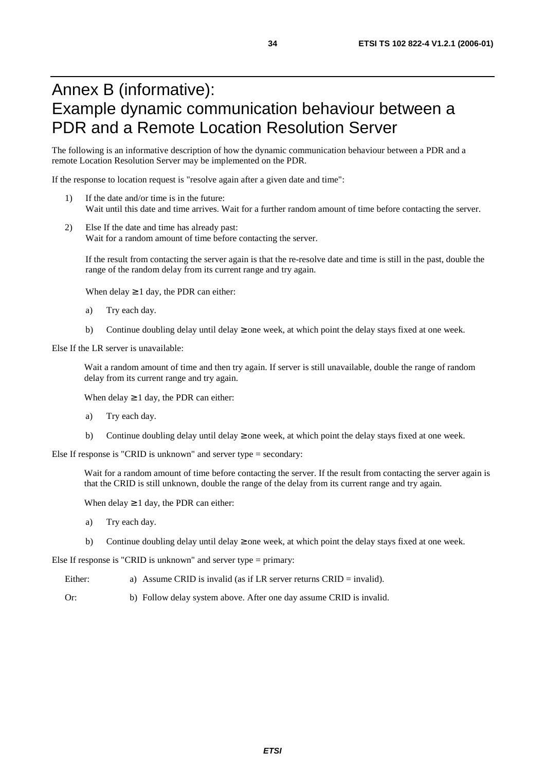# Annex B (informative): Example dynamic communication behaviour between a PDR and a Remote Location Resolution Server

The following is an informative description of how the dynamic communication behaviour between a PDR and a remote Location Resolution Server may be implemented on the PDR.

If the response to location request is "resolve again after a given date and time":

1) If the date and/or time is in the future:
   Wait until this date and time arrives. Wait for a further random amount of time before contacting the server.

2) Else If the date and time has already past:
   Wait for a random amount of time before contacting the server.

   If the result from contacting the server again is that the re-resolve date and time is still in the past, double the range of the random delay from its current range and try again.

   When delay ≥ 1 day, the PDR can either:

   a) Try each day.

   b) Continue doubling delay until delay ≥ one week, at which point the delay stays fixed at one week.

Else If the LR server is unavailable:

Wait a random amount of time and then try again. If server is still unavailable, double the range of random delay from its current range and try again.

When delay ≥ 1 day, the PDR can either:

a) Try each day.

b) Continue doubling delay until delay ≥ one week, at which point the delay stays fixed at one week.

Else If response is "CRID is unknown" and server type = secondary:

Wait for a random amount of time before contacting the server. If the result from contacting the server again is that the CRID is still unknown, double the range of the delay from its current range and try again.

When delay ≥ 1 day, the PDR can either:

a) Try each day.

b) Continue doubling delay until delay ≥ one week, at which point the delay stays fixed at one week.

Else If response is "CRID is unknown" and server type = primary:

Either: a) Assume CRID is invalid (as if LR server returns CRID = invalid).

Or: b) Follow delay system above. After one day assume CRID is invalid.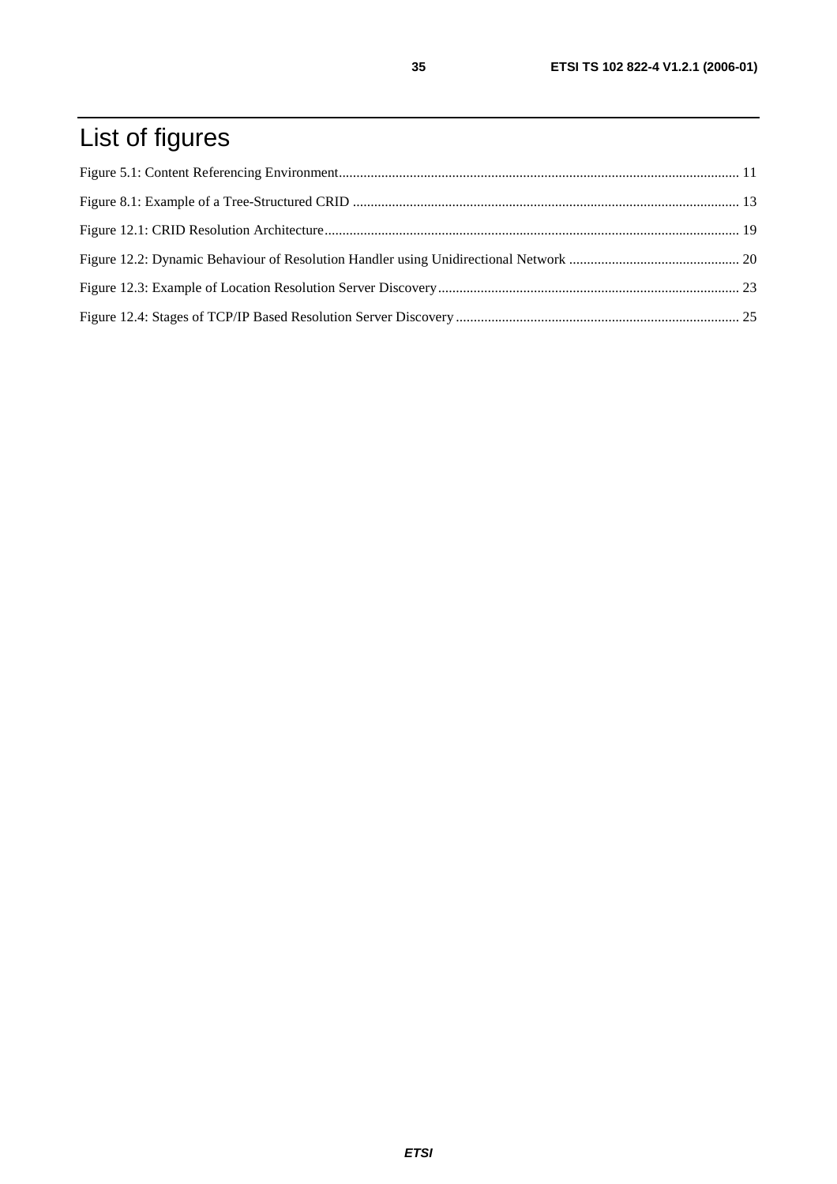# List of figures

Figure 5.1: Content Referencing Environment................................................................................................................ 11

Figure 8.1: Example of a Tree-Structured CRID ............................................................................................................ 13

Figure 12.1: CRID Resolution Architecture.................................................................................................................... 19

Figure 12.2: Dynamic Behaviour of Resolution Handler using Unidirectional Network ................................................ 20

Figure 12.3: Example of Location Resolution Server Discovery.................................................................................... 23

Figure 12.4: Stages of TCP/IP Based Resolution Server Discovery ................................................................................ 25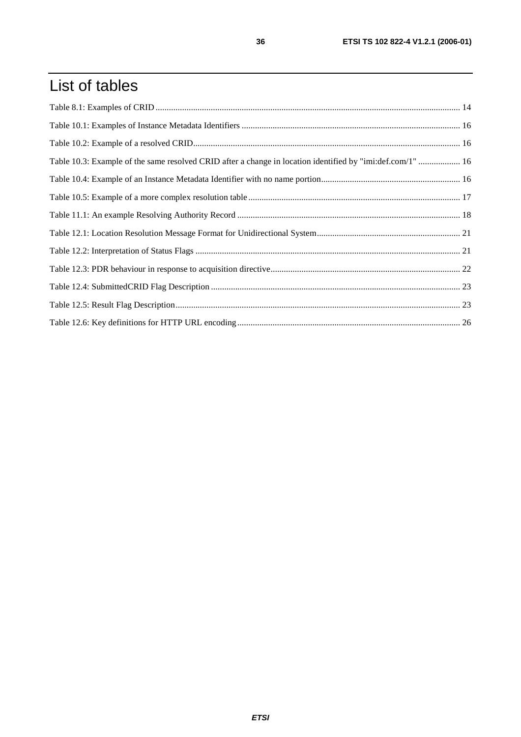# List of tables

Table 8.1: Examples of CRID ........................................................................................................................................ 14

Table 10.1: Examples of Instance Metadata Identifiers .................................................................................................. 16

Table 10.2: Example of a resolved CRID........................................................................................................................ 16

Table 10.3: Example of the same resolved CRID after a change in location identified by "imi:def.com/1" ................... 16

Table 10.4: Example of an Instance Metadata Identifier with no name portion.............................................................. 16

Table 10.5: Example of a more complex resolution table ............................................................................................... 17

Table 11.1: An example Resolving Authority Record .................................................................................................... 18

Table 12.1: Location Resolution Message Format for Unidirectional System................................................................ 21

Table 12.2: Interpretation of Status Flags ....................................................................................................................... 21

Table 12.3: PDR behaviour in response to acquisition directive..................................................................................... 22

Table 12.4: SubmittedCRID Flag Description ................................................................................................................ 23

Table 12.5: Result Flag Description................................................................................................................................ 23

Table 12.6: Key definitions for HTTP URL encoding.................................................................................................... 26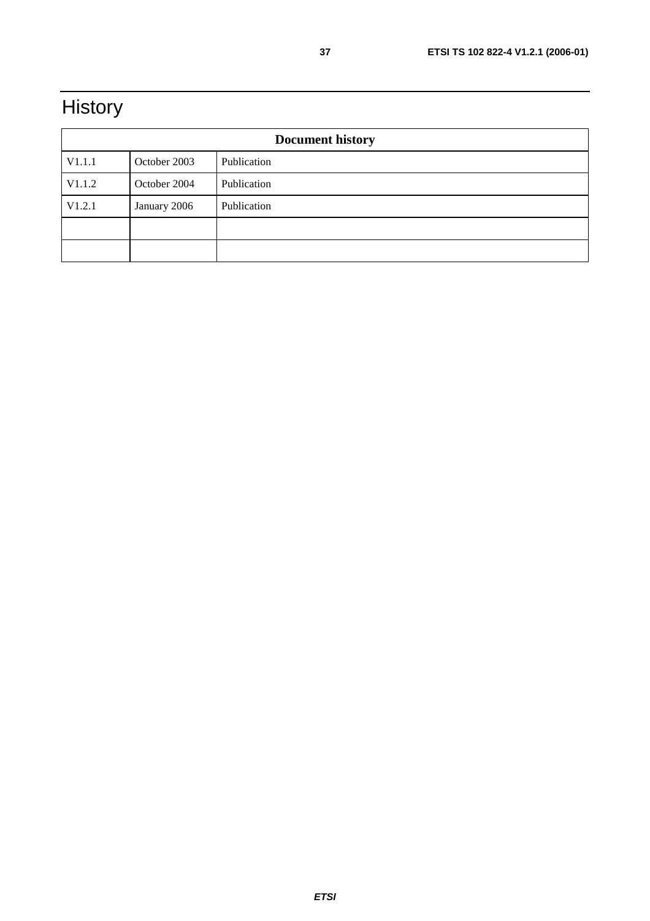# History

| Document history | | |
|---|---|---|
| V1.1.1 | October 2003 | Publication |
| V1.1.2 | October 2004 | Publication |
| V1.2.1 | January 2006 | Publication |
| | | |
| | | |